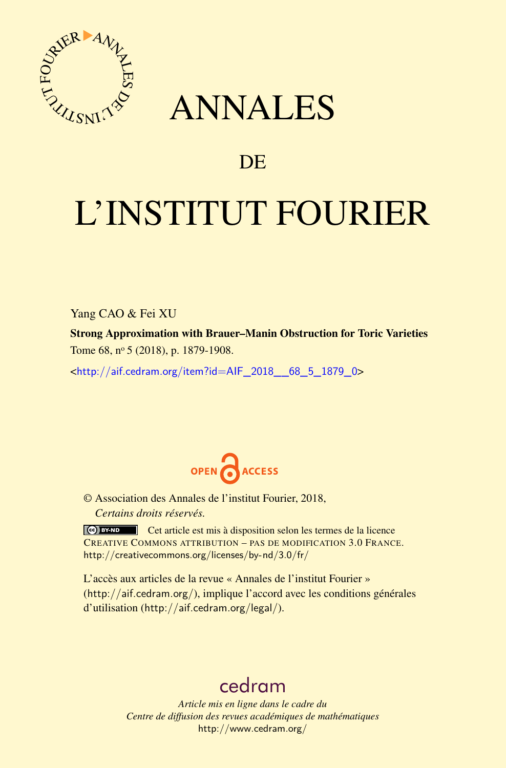# ANNALES

## DE

# L'INSTITUT FOURIER

Yang CAO & Fei XU

**Strong Approximation with Brauer–Manin Obstruction for Toric Varieties**

Tome 68, nº 5 (2018), p. 1879-1908.

<http://aif.cedram.org/item?id=AIF_2018__68_5_1879_0>

OPEN ACCESS

© Association des Annales de l'institut Fourier, 2018,
*Certains droits réservés.*

Cet article est mis à disposition selon les termes de la licence CREATIVE COMMONS ATTRIBUTION – PAS DE MODIFICATION 3.0 FRANCE.
http://creativecommons.org/licenses/by-nd/3.0/fr/

L'accès aux articles de la revue « Annales de l'institut Fourier » (http://aif.cedram.org/), implique l'accord avec les conditions générales d'utilisation (http://aif.cedram.org/legal/).

cedram

*Article mis en ligne dans le cadre du*
*Centre de diffusion des revues académiques de mathématiques*
http://www.cedram.org/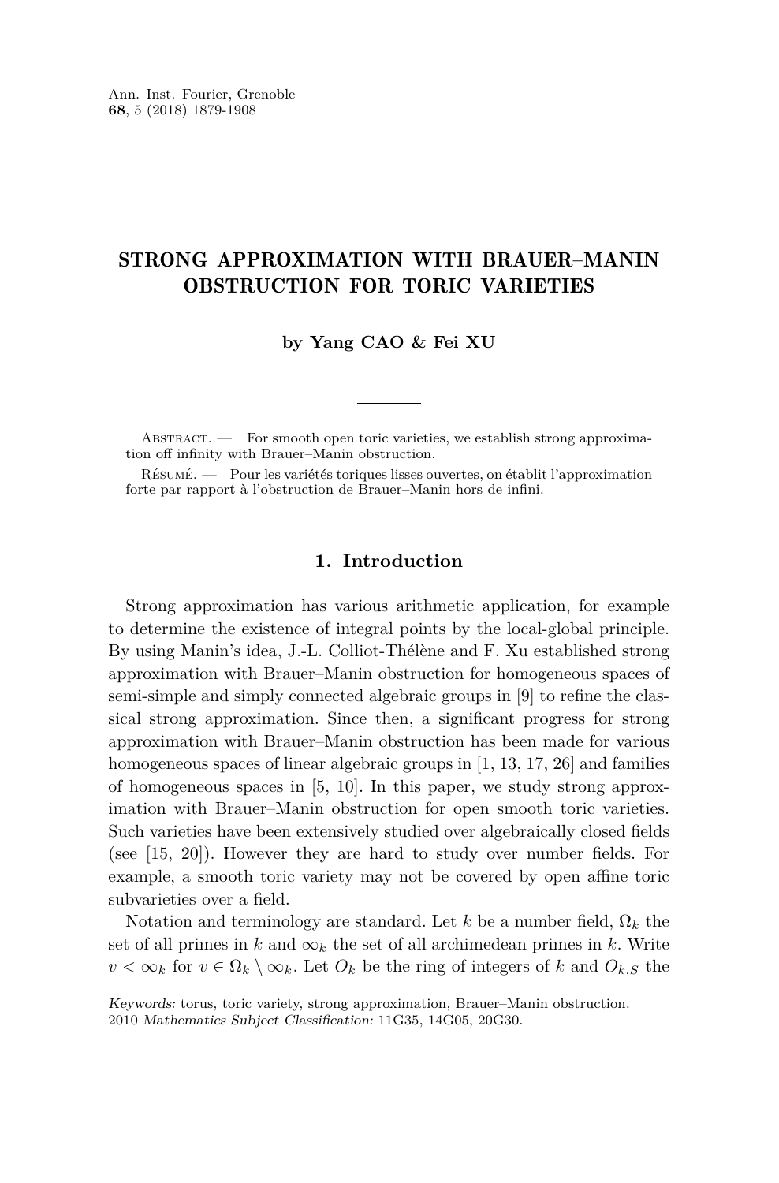# STRONG APPROXIMATION WITH BRAUER–MANIN OBSTRUCTION FOR TORIC VARIETIES

**by Yang CAO & Fei XU**

Abstract. — For smooth open toric varieties, we establish strong approximation off infinity with Brauer–Manin obstruction.

Résumé. — Pour les variétés toriques lisses ouvertes, on établit l'approximation forte par rapport à l'obstruction de Brauer–Manin hors de infini.

## 1. Introduction

Strong approximation has various arithmetic application, for example to determine the existence of integral points by the local-global principle. By using Manin's idea, J.-L. Colliot-Thélène and F. Xu established strong approximation with Brauer–Manin obstruction for homogeneous spaces of semi-simple and simply connected algebraic groups in [9] to refine the classical strong approximation. Since then, a significant progress for strong approximation with Brauer–Manin obstruction has been made for various homogeneous spaces of linear algebraic groups in [1, 13, 17, 26] and families of homogeneous spaces in [5, 10]. In this paper, we study strong approximation with Brauer–Manin obstruction for open smooth toric varieties. Such varieties have been extensively studied over algebraically closed fields (see [15, 20]). However they are hard to study over number fields. For example, a smooth toric variety may not be covered by open affine toric subvarieties over a field.

Notation and terminology are standard. Let $k$ be a number field, $\Omega_k$ the set of all primes in $k$ and $\infty_k$ the set of all archimedean primes in $k$. Write $v < \infty_k$ for $v \in \Omega_k \setminus \infty_k$. Let $O_k$ be the ring of integers of $k$ and $O_{k,S}$ the

---

*Keywords:* torus, toric variety, strong approximation, Brauer–Manin obstruction.
2010 *Mathematics Subject Classification:* 11G35, 14G05, 20G30.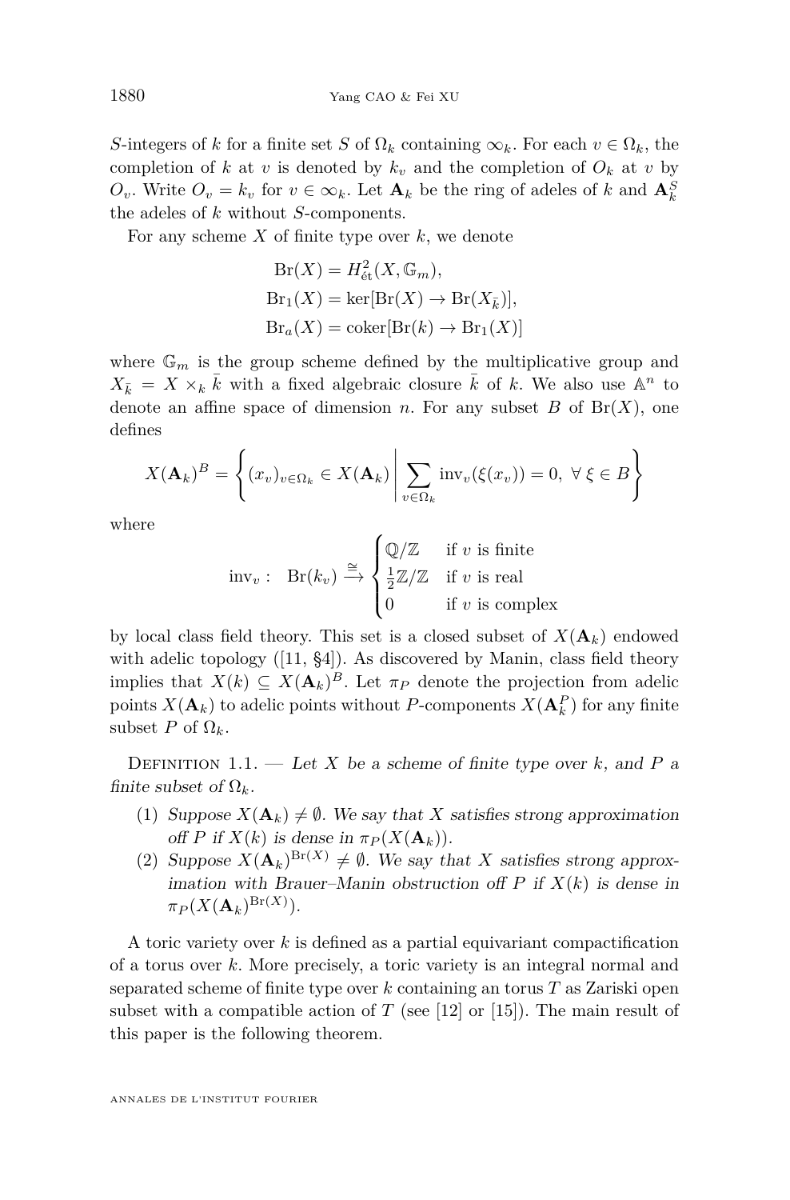$S$-integers of $k$ for a finite set $S$ of $\Omega_k$ containing $\infty_k$. For each $v \in \Omega_k$, the completion of $k$ at $v$ is denoted by $k_v$ and the completion of $O_k$ at $v$ by $O_v$. Write $O_v = k_v$ for $v \in \infty_k$. Let $\mathbf{A}_k$ be the ring of adeles of $k$ and $\mathbf{A}_k^S$ the adeles of $k$ without $S$-components.

For any scheme $X$ of finite type over $k$, we denote

$$\begin{aligned} \mathrm{Br}(X) &= H^2_{\text{ét}}(X, \mathbb{G}_m), \\ \mathrm{Br}_1(X) &= \ker[\mathrm{Br}(X) \to \mathrm{Br}(X_{\bar{k}})], \\ \mathrm{Br}_a(X) &= \operatorname{coker}[\mathrm{Br}(k) \to \mathrm{Br}_1(X)] \end{aligned}$$

where $\mathbb{G}_m$ is the group scheme defined by the multiplicative group and $X_{\bar{k}} = X \times_k \bar{k}$ with a fixed algebraic closure $\bar{k}$ of $k$. We also use $\mathbb{A}^n$ to denote an affine space of dimension $n$. For any subset $B$ of $\mathrm{Br}(X)$, one defines

$$X(\mathbf{A}_k)^B = \left\{ (x_v)_{v \in \Omega_k} \in X(\mathbf{A}_k) \,\middle|\, \sum_{v \in \Omega_k} \mathrm{inv}_v(\xi(x_v)) = 0, \ \forall\, \xi \in B \right\}$$

where

$$\mathrm{inv}_v : \quad \mathrm{Br}(k_v) \xrightarrow{\cong} \begin{cases} \mathbb{Q}/\mathbb{Z} & \text{if } v \text{ is finite} \\ \frac{1}{2}\mathbb{Z}/\mathbb{Z} & \text{if } v \text{ is real} \\ 0 & \text{if } v \text{ is complex} \end{cases}$$

by local class field theory. This set is a closed subset of $X(\mathbf{A}_k)$ endowed with adelic topology ([11, §4]). As discovered by Manin, class field theory implies that $X(k) \subseteq X(\mathbf{A}_k)^B$. Let $\pi_P$ denote the projection from adelic points $X(\mathbf{A}_k)$ to adelic points without $P$-components $X(\mathbf{A}_k^P)$ for any finite subset $P$ of $\Omega_k$.

Definition 1.1. — *Let $X$ be a scheme of finite type over $k$, and $P$ a finite subset of $\Omega_k$.*

1. *Suppose $X(\mathbf{A}_k) \neq \emptyset$. We say that $X$ satisfies strong approximation off $P$ if $X(k)$ is dense in $\pi_P(X(\mathbf{A}_k))$.*
2. *Suppose $X(\mathbf{A}_k)^{\mathrm{Br}(X)} \neq \emptyset$. We say that $X$ satisfies strong approximation with Brauer–Manin obstruction off $P$ if $X(k)$ is dense in $\pi_P(X(\mathbf{A}_k)^{\mathrm{Br}(X)})$.*

A toric variety over $k$ is defined as a partial equivariant compactification of a torus over $k$. More precisely, a toric variety is an integral normal and separated scheme of finite type over $k$ containing an torus $T$ as Zariski open subset with a compatible action of $T$ (see [12] or [15]). The main result of this paper is the following theorem.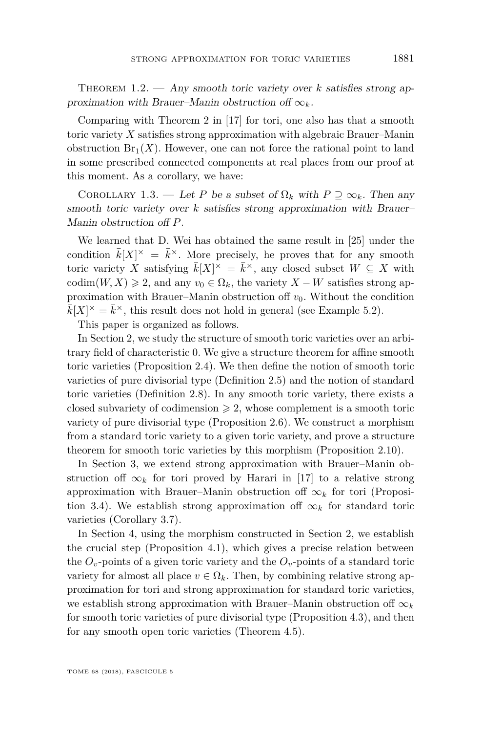Theorem 1.2. — *Any smooth toric variety over $k$ satisfies strong approximation with Brauer–Manin obstruction off $\infty_k$.*

Comparing with Theorem 2 in [17] for tori, one also has that a smooth toric variety $X$ satisfies strong approximation with algebraic Brauer–Manin obstruction $\mathrm{Br}_1(X)$. However, one can not force the rational point to land in some prescribed connected components at real places from our proof at this moment. As a corollary, we have:

Corollary 1.3. — *Let $P$ be a subset of $\Omega_k$ with $P \supseteq \infty_k$. Then any smooth toric variety over $k$ satisfies strong approximation with Brauer–Manin obstruction off $P$.*

We learned that D. Wei has obtained the same result in [25] under the condition $\bar{k}[X]^\times = \bar{k}^\times$. More precisely, he proves that for any smooth toric variety $X$ satisfying $\bar{k}[X]^\times = \bar{k}^\times$, any closed subset $W \subseteq X$ with $\mathrm{codim}(W, X) \geqslant 2$, and any $v_0 \in \Omega_k$, the variety $X - W$ satisfies strong approximation with Brauer–Manin obstruction off $v_0$. Without the condition $\bar{k}[X]^\times = \bar{k}^\times$, this result does not hold in general (see Example 5.2).

This paper is organized as follows.

In Section 2, we study the structure of smooth toric varieties over an arbitrary field of characteristic 0. We give a structure theorem for affine smooth toric varieties (Proposition 2.4). We then define the notion of smooth toric varieties of pure divisorial type (Definition 2.5) and the notion of standard toric varieties (Definition 2.8). In any smooth toric variety, there exists a closed subvariety of codimension $\geqslant 2$, whose complement is a smooth toric variety of pure divisorial type (Proposition 2.6). We construct a morphism from a standard toric variety to a given toric variety, and prove a structure theorem for smooth toric varieties by this morphism (Proposition 2.10).

In Section 3, we extend strong approximation with Brauer–Manin obstruction off $\infty_k$ for tori proved by Harari in [17] to a relative strong approximation with Brauer–Manin obstruction off $\infty_k$ for tori (Proposition 3.4). We establish strong approximation off $\infty_k$ for standard toric varieties (Corollary 3.7).

In Section 4, using the morphism constructed in Section 2, we establish the crucial step (Proposition 4.1), which gives a precise relation between the $O_v$-points of a given toric variety and the $O_v$-points of a standard toric variety for almost all place $v \in \Omega_k$. Then, by combining relative strong approximation for tori and strong approximation for standard toric varieties, we establish strong approximation with Brauer–Manin obstruction off $\infty_k$ for smooth toric varieties of pure divisorial type (Proposition 4.3), and then for any smooth open toric varieties (Theorem 4.5).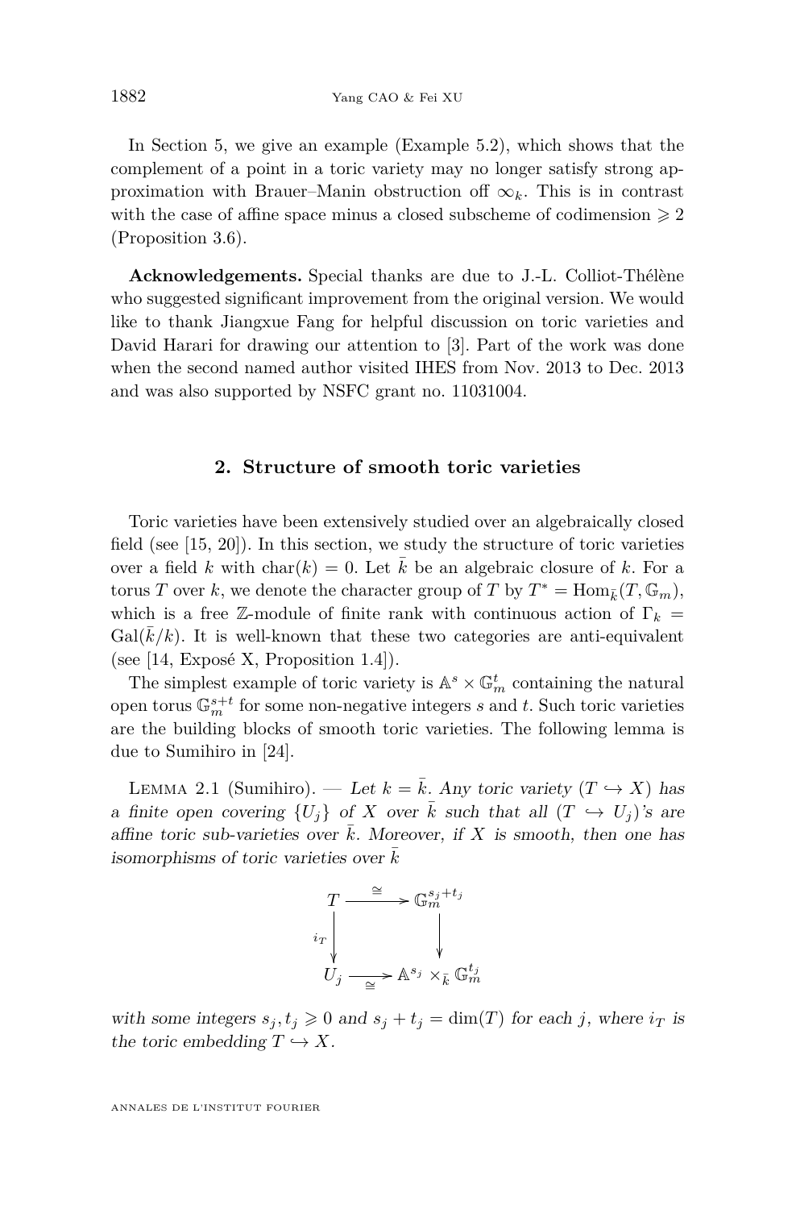In Section 5, we give an example (Example 5.2), which shows that the complement of a point in a toric variety may no longer satisfy strong approximation with Brauer–Manin obstruction off $\infty_k$. This is in contrast with the case of affine space minus a closed subscheme of codimension $\geqslant 2$ (Proposition 3.6).

**Acknowledgements.** Special thanks are due to J.-L. Colliot-Thélène who suggested significant improvement from the original version. We would like to thank Jiangxue Fang for helpful discussion on toric varieties and David Harari for drawing our attention to [3]. Part of the work was done when the second named author visited IHES from Nov. 2013 to Dec. 2013 and was also supported by NSFC grant no. 11031004.

## 2. Structure of smooth toric varieties

Toric varieties have been extensively studied over an algebraically closed field (see [15, 20]). In this section, we study the structure of toric varieties over a field $k$ with $\mathrm{char}(k) = 0$. Let $\bar{k}$ be an algebraic closure of $k$. For a torus $T$ over $k$, we denote the character group of $T$ by $T^* = \mathrm{Hom}_{\bar{k}}(T, \mathbb{G}_m)$, which is a free $\mathbb{Z}$-module of finite rank with continuous action of $\Gamma_k = \mathrm{Gal}(\bar{k}/k)$. It is well-known that these two categories are anti-equivalent (see [14, Exposé X, Proposition 1.4]).

The simplest example of toric variety is $\mathbb{A}^s \times \mathbb{G}_m^t$ containing the natural open torus $\mathbb{G}_m^{s+t}$ for some non-negative integers $s$ and $t$. Such toric varieties are the building blocks of smooth toric varieties. The following lemma is due to Sumihiro in [24].

Lemma 2.1 (Sumihiro). — *Let $k = \bar{k}$. Any toric variety $(T \hookrightarrow X)$ has a finite open covering $\{U_j\}$ of $X$ over $\bar{k}$ such that all $(T \hookrightarrow U_j)$'s are affine toric sub-varieties over $\bar{k}$. Moreover, if $X$ is smooth, then one has isomorphisms of toric varieties over $\bar{k}$*

$$\begin{array}{ccc} T & \xrightarrow{\cong} & \mathbb{G}_m^{s_j+t_j} \\ {\scriptstyle i_T}\downarrow & & \downarrow \\ U_j & \xrightarrow[\cong]{} & \mathbb{A}^{s_j} \times_{\bar{k}} \mathbb{G}_m^{t_j} \end{array}$$

*with some integers $s_j, t_j \geqslant 0$ and $s_j + t_j = \dim(T)$ for each $j$, where $i_T$ is the toric embedding $T \hookrightarrow X$.*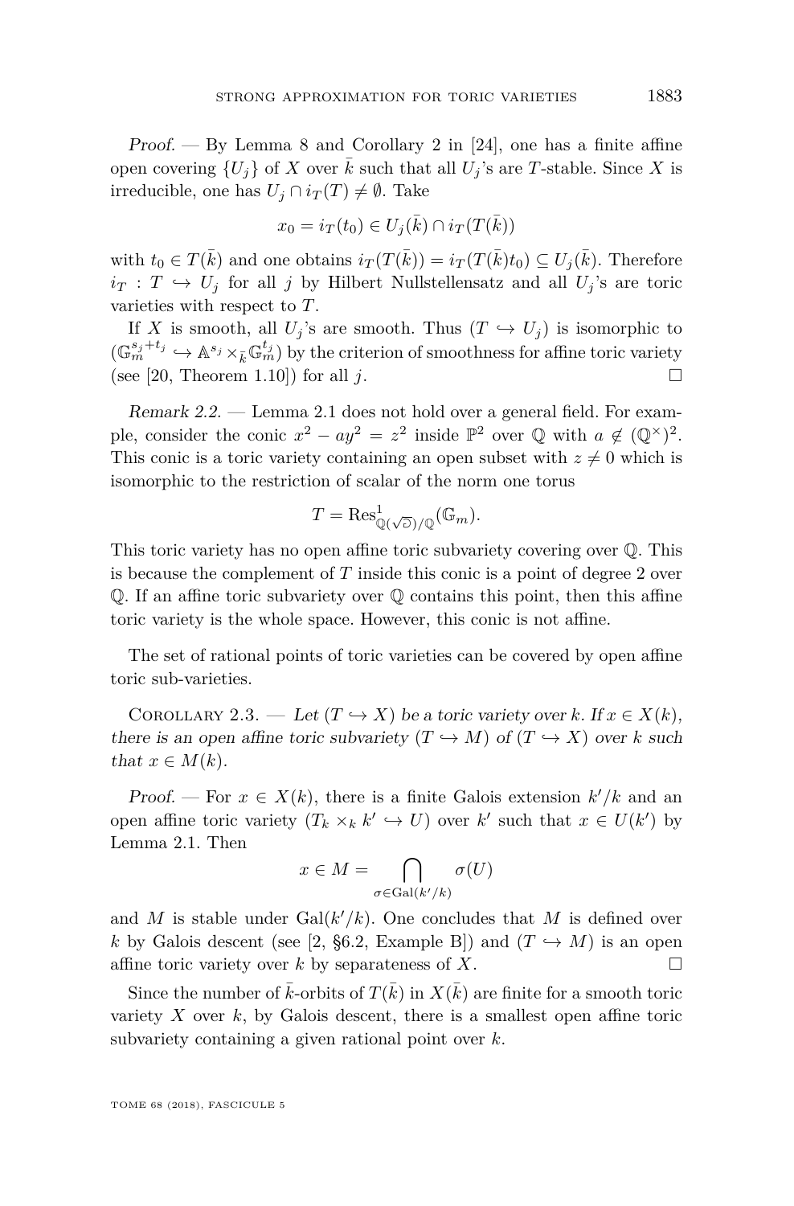*Proof.* — By Lemma 8 and Corollary 2 in [24], one has a finite affine open covering $\{U_j\}$ of $X$ over $\bar{k}$ such that all $U_j$'s are $T$-stable. Since $X$ is irreducible, one has $U_j \cap i_T(T) \neq \emptyset$. Take

$$x_0 = i_T(t_0) \in U_j(\bar{k}) \cap i_T(T(\bar{k}))$$

with $t_0 \in T(\bar{k})$ and one obtains $i_T(T(\bar{k})) = i_T(T(\bar{k})t_0) \subseteq U_j(\bar{k})$. Therefore $i_T : T \hookrightarrow U_j$ for all $j$ by Hilbert Nullstellensatz and all $U_j$'s are toric varieties with respect to $T$.

If $X$ is smooth, all $U_j$'s are smooth. Thus $(T \hookrightarrow U_j)$ is isomorphic to $(\mathbb{G}_m^{s_j+t_j} \hookrightarrow \mathbb{A}^{s_j} \times_{\bar{k}} \mathbb{G}_m^{t_j})$ by the criterion of smoothness for affine toric variety (see [20, Theorem 1.10]) for all $j$. □

*Remark 2.2.* — Lemma 2.1 does not hold over a general field. For example, consider the conic $x^2 - ay^2 = z^2$ inside $\mathbb{P}^2$ over $\mathbb{Q}$ with $a \notin (\mathbb{Q}^\times)^2$. This conic is a toric variety containing an open subset with $z \neq 0$ which is isomorphic to the restriction of scalar of the norm one torus

$$T = \mathrm{Res}^1_{\mathbb{Q}(\sqrt{a})/\mathbb{Q}}(\mathbb{G}_m).$$

This toric variety has no open affine toric subvariety covering over $\mathbb{Q}$. This is because the complement of $T$ inside this conic is a point of degree 2 over $\mathbb{Q}$. If an affine toric subvariety over $\mathbb{Q}$ contains this point, then this affine toric variety is the whole space. However, this conic is not affine.

The set of rational points of toric varieties can be covered by open affine toric sub-varieties.

Corollary 2.3. — *Let $(T \hookrightarrow X)$ be a toric variety over $k$. If $x \in X(k)$, there is an open affine toric subvariety $(T \hookrightarrow M)$ of $(T \hookrightarrow X)$ over $k$ such that $x \in M(k)$.*

*Proof.* — For $x \in X(k)$, there is a finite Galois extension $k'/k$ and an open affine toric variety $(T_k \times_k k' \hookrightarrow U)$ over $k'$ such that $x \in U(k')$ by Lemma 2.1. Then

$$x \in M = \bigcap_{\sigma \in \mathrm{Gal}(k'/k)} \sigma(U)$$

and $M$ is stable under $\mathrm{Gal}(k'/k)$. One concludes that $M$ is defined over $k$ by Galois descent (see [2, §6.2, Example B]) and $(T \hookrightarrow M)$ is an open affine toric variety over $k$ by separateness of $X$. □

Since the number of $\bar{k}$-orbits of $T(\bar{k})$ in $X(\bar{k})$ are finite for a smooth toric variety $X$ over $k$, by Galois descent, there is a smallest open affine toric subvariety containing a given rational point over $k$.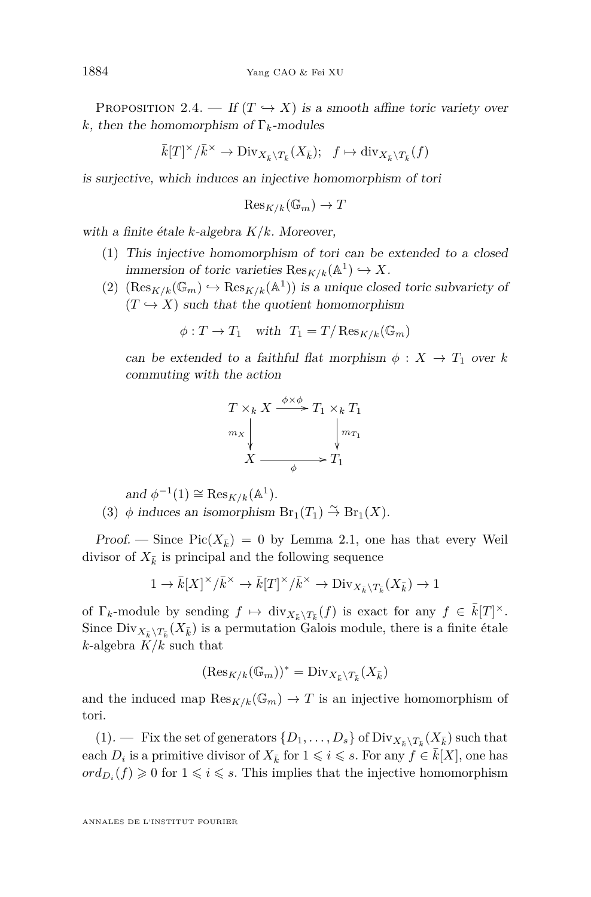Proposition 2.4. — *If $(T \hookrightarrow X)$ is a smooth affine toric variety over $k$, then the homomorphism of $\Gamma_k$-modules*

$$\bar{k}[T]^\times/\bar{k}^\times \to \mathrm{Div}_{X_{\bar{k}}\setminus T_{\bar{k}}}(X_{\bar{k}}); \quad f \mapsto \mathrm{div}_{X_{\bar{k}}\setminus T_{\bar{k}}}(f)$$

*is surjective, which induces an injective homomorphism of tori*

$$\mathrm{Res}_{K/k}(\mathbb{G}_m) \to T$$

*with a finite étale $k$-algebra $K/k$. Moreover,*

1. *This injective homomorphism of tori can be extended to a closed immersion of toric varieties $\mathrm{Res}_{K/k}(\mathbb{A}^1) \hookrightarrow X$.*
2. *$(\mathrm{Res}_{K/k}(\mathbb{G}_m) \hookrightarrow \mathrm{Res}_{K/k}(\mathbb{A}^1))$ is a unique closed toric subvariety of $(T \hookrightarrow X)$ such that the quotient homomorphism*

$$\phi : T \to T_1 \quad \text{with} \quad T_1 = T/\mathrm{Res}_{K/k}(\mathbb{G}_m)$$

*can be extended to a faithful flat morphism $\phi : X \to T_1$ over $k$ commuting with the action*

$$\begin{array}{ccc} T \times_k X & \xrightarrow{\phi\times\phi} & T_1 \times_k T_1 \\ {\scriptstyle m_X}\downarrow & & \downarrow{\scriptstyle m_{T_1}} \\ X & \xrightarrow[\phi]{} & T_1 \end{array}$$

*and $\phi^{-1}(1) \cong \mathrm{Res}_{K/k}(\mathbb{A}^1)$.*

3. *$\phi$ induces an isomorphism $\mathrm{Br}_1(T_1) \xrightarrow{\sim} \mathrm{Br}_1(X)$.*

*Proof.* — Since $\mathrm{Pic}(X_{\bar{k}}) = 0$ by Lemma 2.1, one has that every Weil divisor of $X_{\bar{k}}$ is principal and the following sequence

$$1 \to \bar{k}[X]^\times/\bar{k}^\times \to \bar{k}[T]^\times/\bar{k}^\times \to \mathrm{Div}_{X_{\bar{k}}\setminus T_{\bar{k}}}(X_{\bar{k}}) \to 1$$

of $\Gamma_k$-module by sending $f \mapsto \mathrm{div}_{X_{\bar{k}}\setminus T_{\bar{k}}}(f)$ is exact for any $f \in \bar{k}[T]^\times$. Since $\mathrm{Div}_{X_{\bar{k}}\setminus T_{\bar{k}}}(X_{\bar{k}})$ is a permutation Galois module, there is a finite étale $k$-algebra $K/k$ such that

$$(\mathrm{Res}_{K/k}(\mathbb{G}_m))^* = \mathrm{Div}_{X_{\bar{k}}\setminus T_{\bar{k}}}(X_{\bar{k}})$$

and the induced map $\mathrm{Res}_{K/k}(\mathbb{G}_m) \to T$ is an injective homomorphism of tori.

(1). — Fix the set of generators $\{D_1, \dots, D_s\}$ of $\mathrm{Div}_{X_{\bar{k}}\setminus T_{\bar{k}}}(X_{\bar{k}})$ such that each $D_i$ is a primitive divisor of $X_{\bar{k}}$ for $1 \leqslant i \leqslant s$. For any $f \in \bar{k}[X]$, one has $ord_{D_i}(f) \geqslant 0$ for $1 \leqslant i \leqslant s$. This implies that the injective homomorphism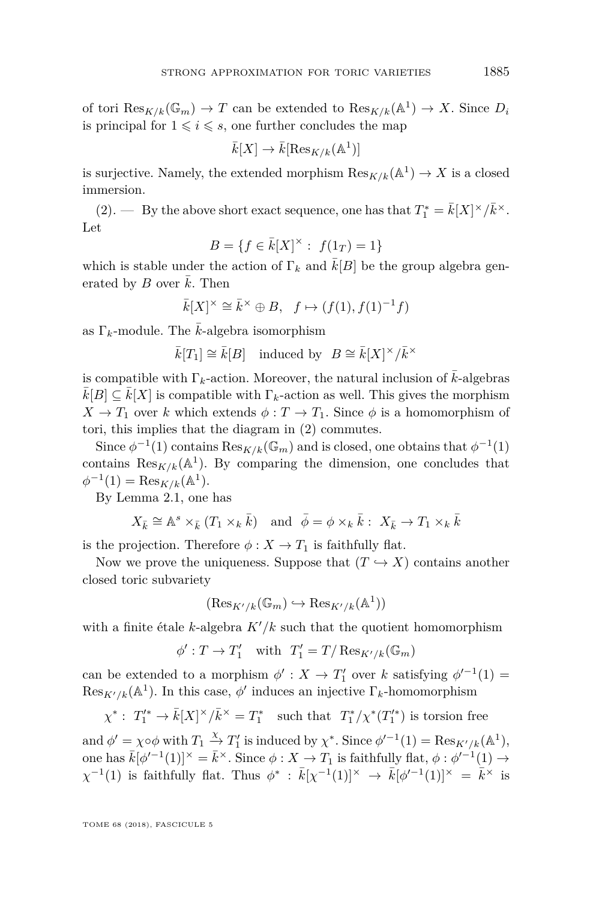of tori $\operatorname{Res}_{K/k}(\mathbb{G}_m) \to T$ can be extended to $\operatorname{Res}_{K/k}(\mathbb{A}^1) \to X$. Since $D_i$ is principal for $1 \leqslant i \leqslant s$, one further concludes the map

$$\bar{k}[X] \to \bar{k}[\operatorname{Res}_{K/k}(\mathbb{A}^1)]$$

is surjective. Namely, the extended morphism $\operatorname{Res}_{K/k}(\mathbb{A}^1) \to X$ is a closed immersion.

(2). — By the above short exact sequence, one has that $T_1^* = \bar{k}[X]^\times/\bar{k}^\times$. Let

$$B = \{f \in \bar{k}[X]^\times : \ f(1_T) = 1\}$$

which is stable under the action of $\Gamma_k$ and $\bar{k}[B]$ be the group algebra generated by $B$ over $\bar{k}$. Then

$$\bar{k}[X]^\times \cong \bar{k}^\times \oplus B, \quad f \mapsto (f(1), f(1)^{-1}f)$$

as $\Gamma_k$-module. The $\bar{k}$-algebra isomorphism

$$\bar{k}[T_1] \cong \bar{k}[B] \quad \text{induced by} \quad B \cong \bar{k}[X]^\times/\bar{k}^\times$$

is compatible with $\Gamma_k$-action. Moreover, the natural inclusion of $\bar{k}$-algebras $\bar{k}[B] \subseteq \bar{k}[X]$ is compatible with $\Gamma_k$-action as well. This gives the morphism $X \to T_1$ over $k$ which extends $\phi : T \to T_1$. Since $\phi$ is a homomorphism of tori, this implies that the diagram in (2) commutes.

Since $\phi^{-1}(1)$ contains $\operatorname{Res}_{K/k}(\mathbb{G}_m)$ and is closed, one obtains that $\phi^{-1}(1)$ contains $\operatorname{Res}_{K/k}(\mathbb{A}^1)$. By comparing the dimension, one concludes that $\phi^{-1}(1) = \operatorname{Res}_{K/k}(\mathbb{A}^1)$.

By Lemma 2.1, one has

$$X_{\bar{k}} \cong \mathbb{A}^s \times_{\bar{k}} (T_1 \times_k \bar{k}) \quad \text{and} \quad \bar{\phi} = \phi \times_k \bar{k} : \ X_{\bar{k}} \to T_1 \times_k \bar{k}$$

is the projection. Therefore $\phi : X \to T_1$ is faithfully flat.

Now we prove the uniqueness. Suppose that $(T \hookrightarrow X)$ contains another closed toric subvariety

$$(\operatorname{Res}_{K'/k}(\mathbb{G}_m) \hookrightarrow \operatorname{Res}_{K'/k}(\mathbb{A}^1))$$

with a finite étale $k$-algebra $K'/k$ such that the quotient homomorphism

$$\phi' : T \to T_1' \quad \text{with} \quad T_1' = T/\operatorname{Res}_{K'/k}(\mathbb{G}_m)$$

can be extended to a morphism $\phi' : X \to T_1'$ over $k$ satisfying $\phi'^{-1}(1) = \operatorname{Res}_{K'/k}(\mathbb{A}^1)$. In this case, $\phi'$ induces an injective $\Gamma_k$-homomorphism

$$\chi^* : \ T_1'^* \to \bar{k}[X]^\times/\bar{k}^\times = T_1^* \quad \text{such that} \quad T_1^*/\chi^*(T_1'^*) \text{ is torsion free}$$

and $\phi' = \chi \circ \phi$ with $T_1 \xrightarrow{\chi} T_1'$ is induced by $\chi^*$. Since $\phi'^{-1}(1) = \operatorname{Res}_{K'/k}(\mathbb{A}^1)$, one has $\bar{k}[\phi'^{-1}(1)]^\times = \bar{k}^\times$. Since $\phi : X \to T_1$ is faithfully flat, $\phi : \phi'^{-1}(1) \to \chi^{-1}(1)$ is faithfully flat. Thus $\phi^* : \bar{k}[\chi^{-1}(1)]^\times \to \bar{k}[\phi'^{-1}(1)]^\times = \bar{k}^\times$ is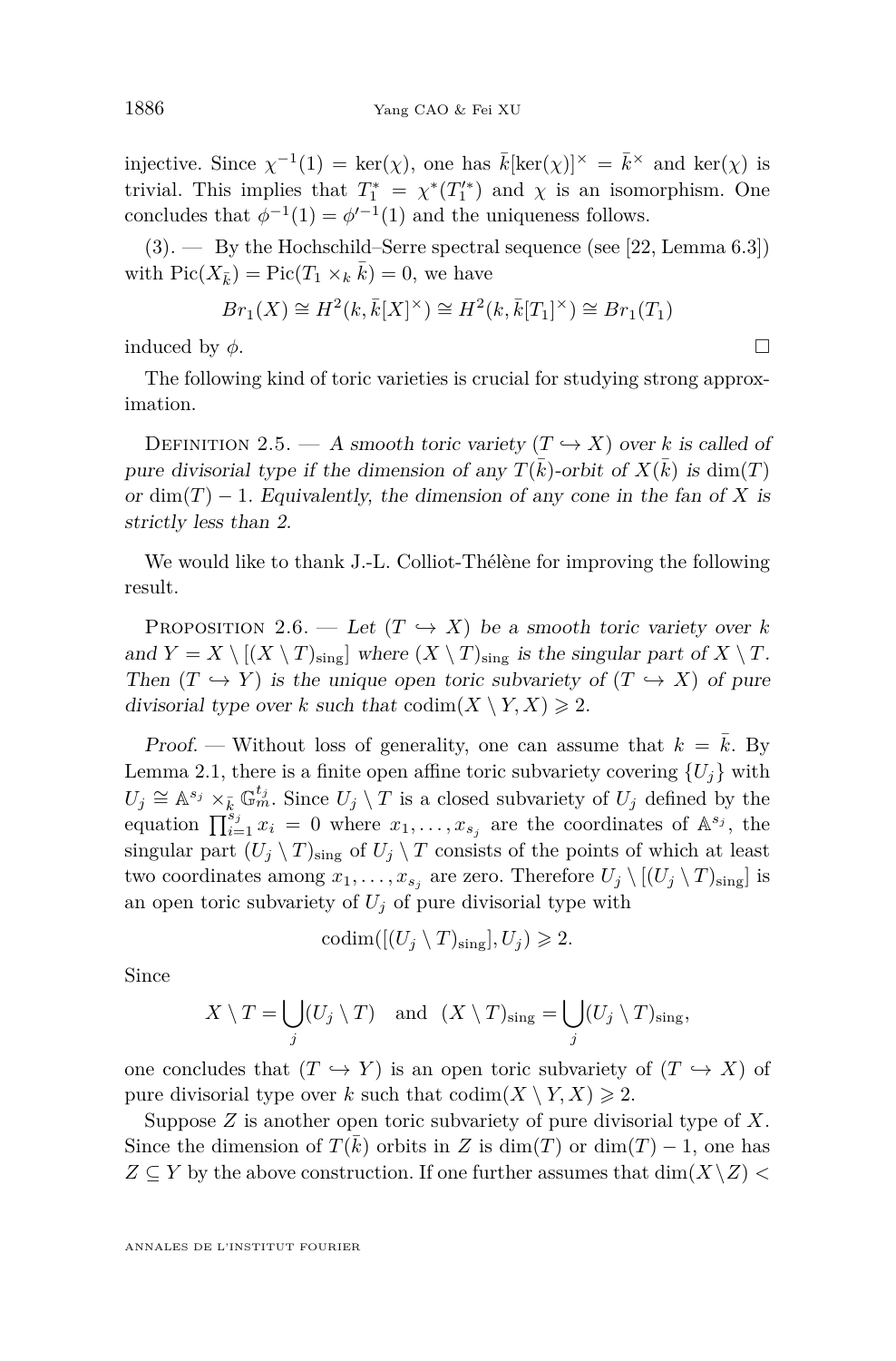injective. Since $\chi^{-1}(1) = \ker(\chi)$, one has $\bar{k}[\ker(\chi)]^\times = \bar{k}^\times$ and $\ker(\chi)$ is trivial. This implies that $T_1^* = \chi^*(T_1'^*)$ and $\chi$ is an isomorphism. One concludes that $\phi^{-1}(1) = \phi'^{-1}(1)$ and the uniqueness follows.

(3). — By the Hochschild–Serre spectral sequence (see [22, Lemma 6.3]) with $\mathrm{Pic}(X_{\bar{k}}) = \mathrm{Pic}(T_1 \times_k \bar{k}) = 0$, we have

$$Br_1(X) \cong H^2(k, \bar{k}[X]^\times) \cong H^2(k, \bar{k}[T_1]^\times) \cong Br_1(T_1)$$

induced by $\phi$. □

The following kind of toric varieties is crucial for studying strong approximation.

Definition 2.5. — *A smooth toric variety $(T \hookrightarrow X)$ over $k$ is called of pure divisorial type if the dimension of any $T(\bar{k})$-orbit of $X(\bar{k})$ is $\dim(T)$ or $\dim(T) - 1$. Equivalently, the dimension of any cone in the fan of $X$ is strictly less than 2.*

We would like to thank J.-L. Colliot-Thélène for improving the following result.

Proposition 2.6. — *Let $(T \hookrightarrow X)$ be a smooth toric variety over $k$ and $Y = X \setminus [(X \setminus T)_{\mathrm{sing}}]$ where $(X \setminus T)_{\mathrm{sing}}$ is the singular part of $X \setminus T$. Then $(T \hookrightarrow Y)$ is the unique open toric subvariety of $(T \hookrightarrow X)$ of pure divisorial type over $k$ such that $\mathrm{codim}(X \setminus Y, X) \geqslant 2$.*

*Proof.* — Without loss of generality, one can assume that $k = \bar{k}$. By Lemma 2.1, there is a finite open affine toric subvariety covering $\{U_j\}$ with $U_j \cong \mathbb{A}^{s_j} \times_{\bar{k}} \mathbb{G}_m^{t_j}$. Since $U_j \setminus T$ is a closed subvariety of $U_j$ defined by the equation $\prod_{i=1}^{s_j} x_i = 0$ where $x_1, \ldots, x_{s_j}$ are the coordinates of $\mathbb{A}^{s_j}$, the singular part $(U_j \setminus T)_{\mathrm{sing}}$ of $U_j \setminus T$ consists of the points of which at least two coordinates among $x_1, \ldots, x_{s_j}$ are zero. Therefore $U_j \setminus [(U_j \setminus T)_{\mathrm{sing}}]$ is an open toric subvariety of $U_j$ of pure divisorial type with

$$\mathrm{codim}([(U_j \setminus T)_{\mathrm{sing}}], U_j) \geqslant 2.$$

Since

$$X \setminus T = \bigcup_j (U_j \setminus T) \quad \text{and} \quad (X \setminus T)_{\mathrm{sing}} = \bigcup_j (U_j \setminus T)_{\mathrm{sing}},$$

one concludes that $(T \hookrightarrow Y)$ is an open toric subvariety of $(T \hookrightarrow X)$ of pure divisorial type over $k$ such that $\mathrm{codim}(X \setminus Y, X) \geqslant 2$.

Suppose $Z$ is another open toric subvariety of pure divisorial type of $X$. Since the dimension of $T(\bar{k})$ orbits in $Z$ is $\dim(T)$ or $\dim(T) - 1$, one has $Z \subseteq Y$ by the above construction. If one further assumes that $\dim(X \setminus Z) <$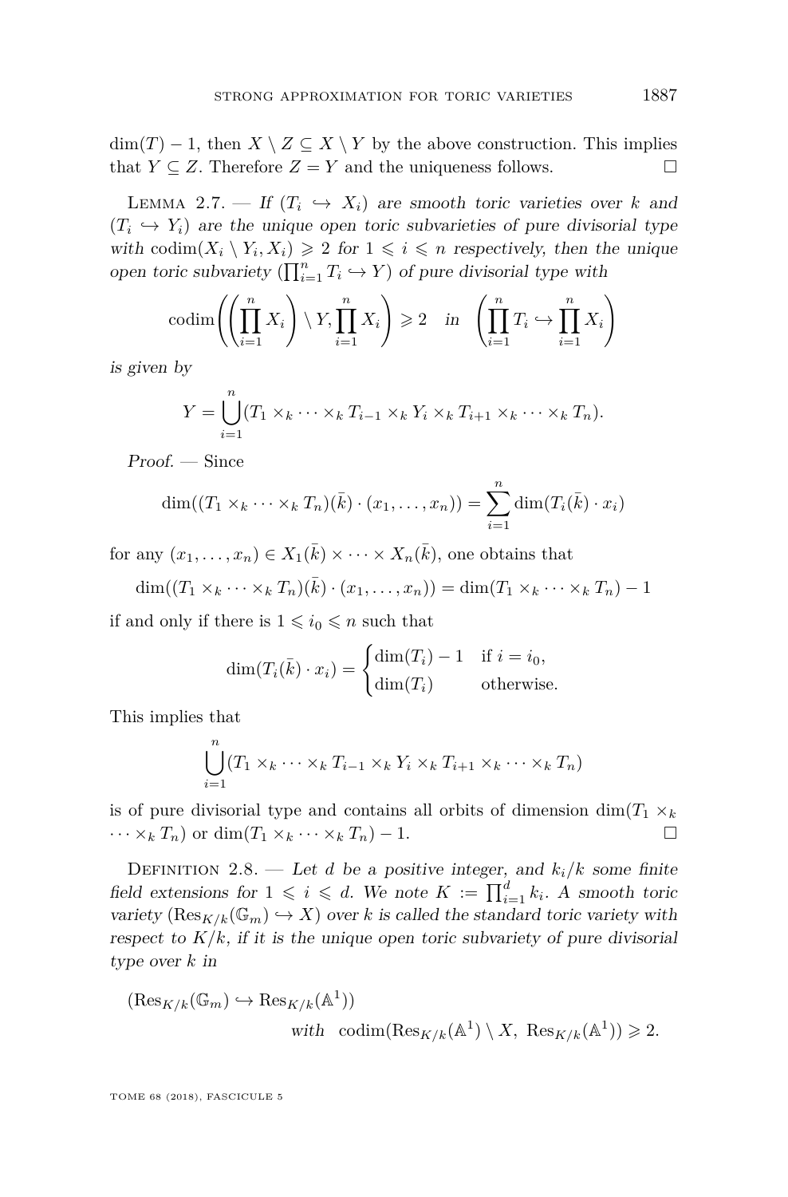$\dim(T) - 1$, then $X \setminus Z \subseteq X \setminus Y$ by the above construction. This implies that $Y \subseteq Z$. Therefore $Z = Y$ and the uniqueness follows. ∎

Lemma 2.7. — *If $(T_i \hookrightarrow X_i)$ are smooth toric varieties over $k$ and $(T_i \hookrightarrow Y_i)$ are the unique open toric subvarieties of pure divisorial type with $\operatorname{codim}(X_i \setminus Y_i, X_i) \geqslant 2$ for $1 \leqslant i \leqslant n$ respectively, then the unique open toric subvariety $(\prod_{i=1}^n T_i \hookrightarrow Y)$ of pure divisorial type with*

$$\operatorname{codim}\left(\left(\prod_{i=1}^n X_i\right) \setminus Y, \prod_{i=1}^n X_i\right) \geqslant 2 \quad \text{in} \quad \left(\prod_{i=1}^n T_i \hookrightarrow \prod_{i=1}^n X_i\right)$$

*is given by*

$$Y = \bigcup_{i=1}^n (T_1 \times_k \cdots \times_k T_{i-1} \times_k Y_i \times_k T_{i+1} \times_k \cdots \times_k T_n).$$

*Proof.* — Since

$$\dim((T_1 \times_k \cdots \times_k T_n)(\bar{k}) \cdot (x_1, \ldots, x_n)) = \sum_{i=1}^n \dim(T_i(\bar{k}) \cdot x_i)$$

for any $(x_1, \ldots, x_n) \in X_1(\bar{k}) \times \cdots \times X_n(\bar{k})$, one obtains that

$$\dim((T_1 \times_k \cdots \times_k T_n)(\bar{k}) \cdot (x_1, \ldots, x_n)) = \dim(T_1 \times_k \cdots \times_k T_n) - 1$$

if and only if there is $1 \leqslant i_0 \leqslant n$ such that

$$\dim(T_i(\bar{k}) \cdot x_i) = \begin{cases} \dim(T_i) - 1 & \text{if } i = i_0, \\ \dim(T_i) & \text{otherwise.} \end{cases}$$

This implies that

$$\bigcup_{i=1}^n (T_1 \times_k \cdots \times_k T_{i-1} \times_k Y_i \times_k T_{i+1} \times_k \cdots \times_k T_n)$$

is of pure divisorial type and contains all orbits of dimension $\dim(T_1 \times_k \cdots \times_k T_n)$ or $\dim(T_1 \times_k \cdots \times_k T_n) - 1$. ∎

Definition 2.8. — *Let $d$ be a positive integer, and $k_i/k$ some finite field extensions for $1 \leqslant i \leqslant d$. We note $K := \prod_{i=1}^d k_i$. A smooth toric variety $(\operatorname{Res}_{K/k}(\mathbb{G}_m) \hookrightarrow X)$ over $k$ is called the standard toric variety with respect to $K/k$, if it is the unique open toric subvariety of pure divisorial type over $k$ in*

$$(\operatorname{Res}_{K/k}(\mathbb{G}_m) \hookrightarrow \operatorname{Res}_{K/k}(\mathbb{A}^1)) \quad \text{with} \quad \operatorname{codim}(\operatorname{Res}_{K/k}(\mathbb{A}^1) \setminus X,\ \operatorname{Res}_{K/k}(\mathbb{A}^1)) \geqslant 2.$$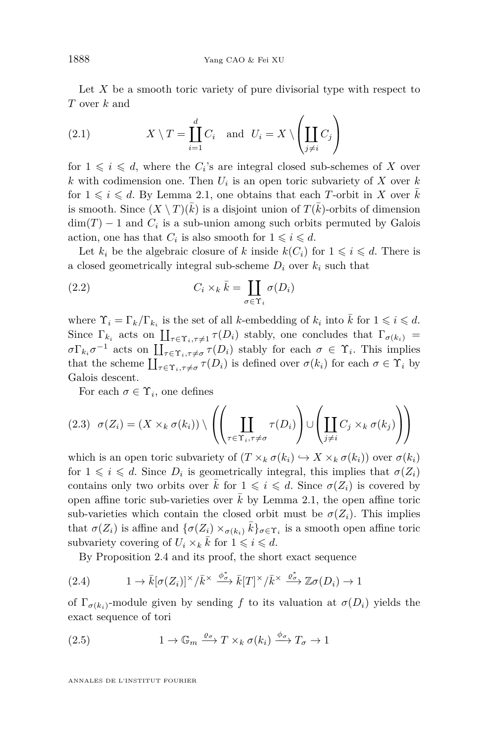Let $X$ be a smooth toric variety of pure divisorial type with respect to $T$ over $k$ and

$$X \setminus T = \coprod_{i=1}^{d} C_i \quad \text{and} \quad U_i = X \setminus \left( \coprod_{j \neq i} C_j \right) \tag{2.1}$$

for $1 \leqslant i \leqslant d$, where the $C_i$'s are integral closed sub-schemes of $X$ over $k$ with codimension one. Then $U_i$ is an open toric subvariety of $X$ over $k$ for $1 \leqslant i \leqslant d$. By Lemma 2.1, one obtains that each $T$-orbit in $X$ over $\bar{k}$ is smooth. Since $(X \setminus T)(\bar{k})$ is a disjoint union of $T(\bar{k})$-orbits of dimension $\dim(T) - 1$ and $C_i$ is a sub-union among such orbits permuted by Galois action, one has that $C_i$ is also smooth for $1 \leqslant i \leqslant d$.

Let $k_i$ be the algebraic closure of $k$ inside $k(C_i)$ for $1 \leqslant i \leqslant d$. There is a closed geometrically integral sub-scheme $D_i$ over $k_i$ such that

$$C_i \times_k \bar{k} = \coprod_{\sigma \in \Upsilon_i} \sigma(D_i) \tag{2.2}$$

where $\Upsilon_i = \Gamma_k / \Gamma_{k_i}$ is the set of all $k$-embedding of $k_i$ into $\bar{k}$ for $1 \leqslant i \leqslant d$. Since $\Gamma_{k_i}$ acts on $\coprod_{\tau \in \Upsilon_i, \tau \neq 1} \tau(D_i)$ stably, one concludes that $\Gamma_{\sigma(k_i)} = \sigma \Gamma_{k_i} \sigma^{-1}$ acts on $\coprod_{\tau \in \Upsilon_i, \tau \neq \sigma} \tau(D_i)$ stably for each $\sigma \in \Upsilon_i$. This implies that the scheme $\coprod_{\tau \in \Upsilon_i, \tau \neq \sigma} \tau(D_i)$ is defined over $\sigma(k_i)$ for each $\sigma \in \Upsilon_i$ by Galois descent.

For each $\sigma \in \Upsilon_i$, one defines

$$\sigma(Z_i) = (X \times_k \sigma(k_i)) \setminus \left( \left( \coprod_{\tau \in \Upsilon_i, \tau \neq \sigma} \tau(D_i) \right) \cup \left( \coprod_{j \neq i} C_j \times_k \sigma(k_j) \right) \right) \tag{2.3}$$

which is an open toric subvariety of $(T \times_k \sigma(k_i) \hookrightarrow X \times_k \sigma(k_i))$ over $\sigma(k_i)$ for $1 \leqslant i \leqslant d$. Since $D_i$ is geometrically integral, this implies that $\sigma(Z_i)$ contains only two orbits over $\bar{k}$ for $1 \leqslant i \leqslant d$. Since $\sigma(Z_i)$ is covered by open affine toric sub-varieties over $\bar{k}$ by Lemma 2.1, the open affine toric sub-varieties which contain the closed orbit must be $\sigma(Z_i)$. This implies that $\sigma(Z_i)$ is affine and $\{\sigma(Z_i) \times_{\sigma(k_i)} \bar{k}\}_{\sigma \in \Upsilon_i}$ is a smooth open affine toric subvariety covering of $U_i \times_k \bar{k}$ for $1 \leqslant i \leqslant d$.

By Proposition 2.4 and its proof, the short exact sequence

$$1 \to \bar{k}[\sigma(Z_i)]^\times / \bar{k}^\times \xrightarrow{\phi_\sigma^*} \bar{k}[T]^\times / \bar{k}^\times \xrightarrow{\varrho_\sigma^*} \mathbb{Z}\sigma(D_i) \to 1 \tag{2.4}$$

of $\Gamma_{\sigma(k_i)}$-module given by sending $f$ to its valuation at $\sigma(D_i)$ yields the exact sequence of tori

$$1 \to \mathbb{G}_m \xrightarrow{\varrho_\sigma} T \times_k \sigma(k_i) \xrightarrow{\phi_\sigma} T_\sigma \to 1 \tag{2.5}$$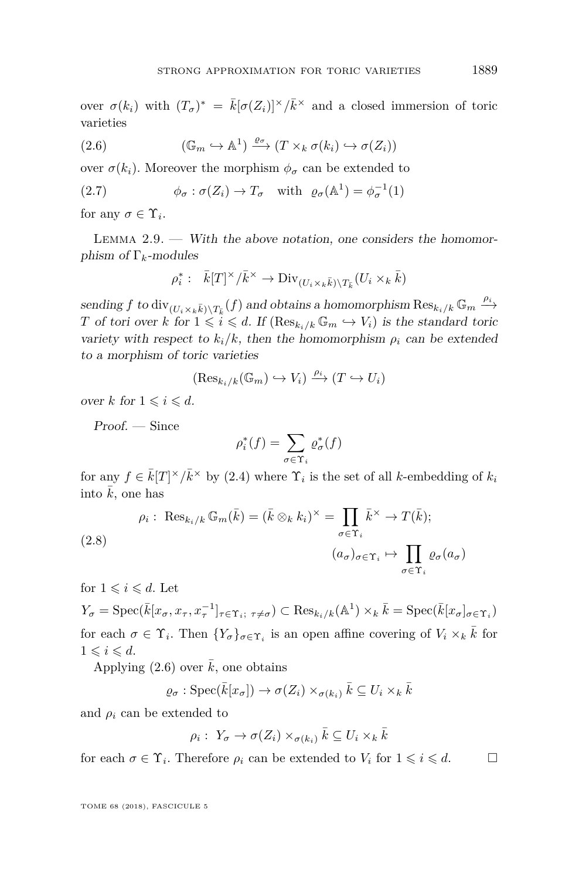over $\sigma(k_i)$ with $(T_\sigma)^* = \bar{k}[\sigma(Z_i)]^\times/\bar{k}^\times$ and a closed immersion of toric varieties

$$(\mathbb{G}_m \hookrightarrow \mathbb{A}^1) \xrightarrow{\varrho_\sigma} (T \times_k \sigma(k_i) \hookrightarrow \sigma(Z_i)) \tag{2.6}$$

over $\sigma(k_i)$. Moreover the morphism $\phi_\sigma$ can be extended to

$$\phi_\sigma : \sigma(Z_i) \to T_\sigma \quad \text{with} \quad \varrho_\sigma(\mathbb{A}^1) = \phi_\sigma^{-1}(1) \tag{2.7}$$

for any $\sigma \in \Upsilon_i$.

Lemma 2.9. — *With the above notation, one considers the homomorphism of $\Gamma_k$-modules*

$$\rho_i^* : \ \bar{k}[T]^\times/\bar{k}^\times \to \mathrm{Div}_{(U_i\times_k\bar{k})\setminus T_{\bar{k}}}(U_i \times_k \bar{k})$$

*sending $f$ to $\mathrm{div}_{(U_i\times_k\bar{k})\setminus T_{\bar{k}}}(f)$ and obtains a homomorphism $\mathrm{Res}_{k_i/k}\,\mathbb{G}_m \xrightarrow{\rho_i} T$ of tori over $k$ for $1 \leqslant i \leqslant d$. If $(\mathrm{Res}_{k_i/k}\,\mathbb{G}_m \hookrightarrow V_i)$ is the standard toric variety with respect to $k_i/k$, then the homomorphism $\rho_i$ can be extended to a morphism of toric varieties*

$$(\mathrm{Res}_{k_i/k}(\mathbb{G}_m) \hookrightarrow V_i) \xrightarrow{\rho_i} (T \hookrightarrow U_i)$$

*over $k$ for $1 \leqslant i \leqslant d$.*

*Proof.* — Since

$$\rho_i^*(f) = \sum_{\sigma\in\Upsilon_i} \varrho_\sigma^*(f)$$

for any $f \in \bar{k}[T]^\times/\bar{k}^\times$ by (2.4) where $\Upsilon_i$ is the set of all $k$-embedding of $k_i$ into $\bar{k}$, one has

$$\begin{aligned}
\rho_i : \ \mathrm{Res}_{k_i/k}\,\mathbb{G}_m(\bar{k}) = (\bar{k}\otimes_k k_i)^\times = \prod_{\sigma\in\Upsilon_i} \bar{k}^\times \to T(\bar{k});\\
(a_\sigma)_{\sigma\in\Upsilon_i} \mapsto \prod_{\sigma\in\Upsilon_i} \varrho_\sigma(a_\sigma)
\end{aligned} \tag{2.8}$$

for $1 \leqslant i \leqslant d$. Let

$$Y_\sigma = \mathrm{Spec}(\bar{k}[x_\sigma, x_\tau, x_\tau^{-1}]_{\tau\in\Upsilon_i;\ \tau\neq\sigma}) \subset \mathrm{Res}_{k_i/k}(\mathbb{A}^1)\times_k \bar{k} = \mathrm{Spec}(\bar{k}[x_\sigma]_{\sigma\in\Upsilon_i})$$

for each $\sigma \in \Upsilon_i$. Then $\{Y_\sigma\}_{\sigma\in\Upsilon_i}$ is an open affine covering of $V_i \times_k \bar{k}$ for $1 \leqslant i \leqslant d$.

Applying (2.6) over $\bar{k}$, one obtains

$$\varrho_\sigma : \mathrm{Spec}(\bar{k}[x_\sigma]) \to \sigma(Z_i) \times_{\sigma(k_i)} \bar{k} \subseteq U_i \times_k \bar{k}$$

and $\rho_i$ can be extended to

$$\rho_i : \ Y_\sigma \to \sigma(Z_i) \times_{\sigma(k_i)} \bar{k} \subseteq U_i \times_k \bar{k}$$

for each $\sigma \in \Upsilon_i$. Therefore $\rho_i$ can be extended to $V_i$ for $1 \leqslant i \leqslant d$. □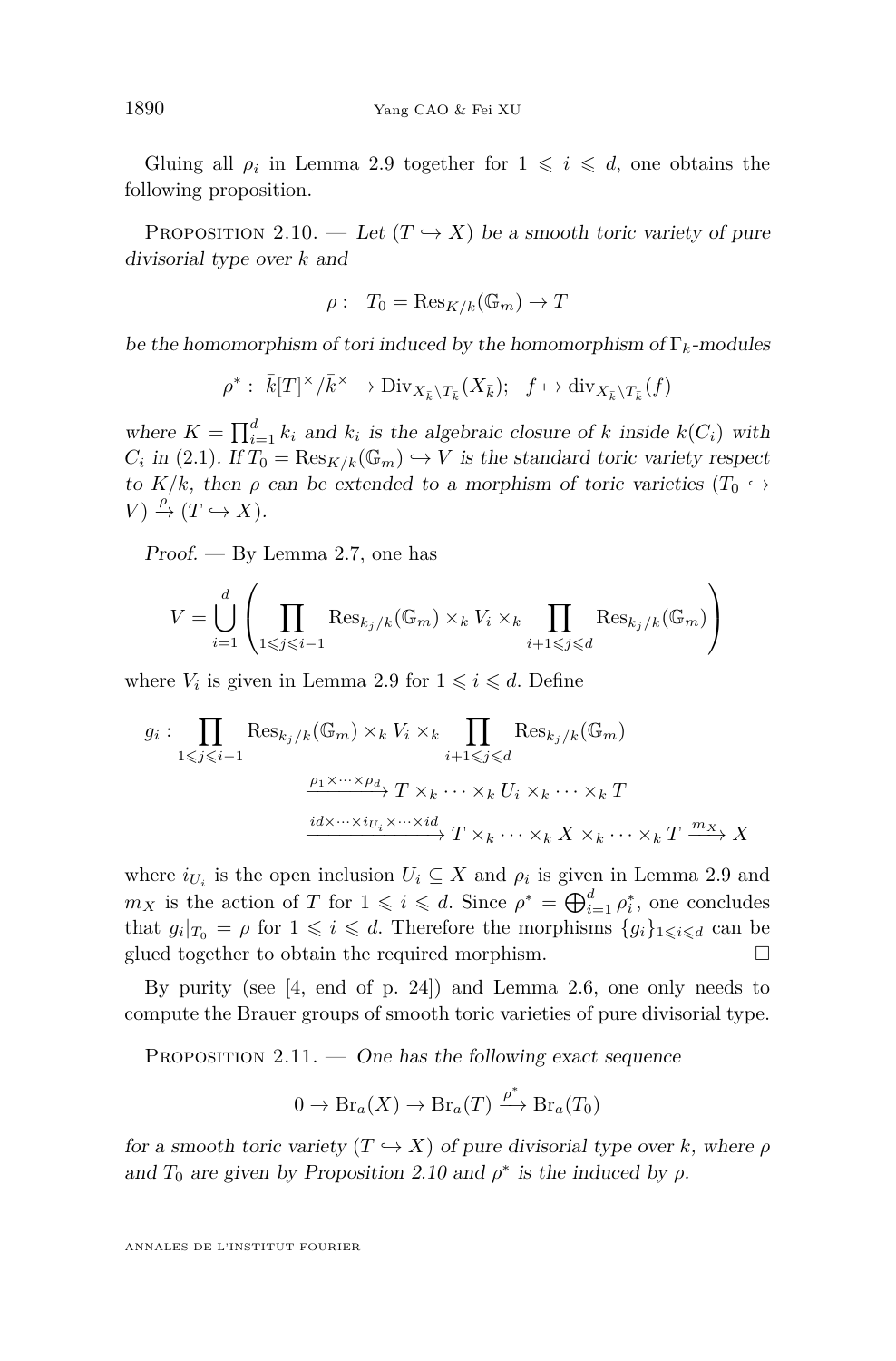Gluing all $\rho_i$ in Lemma 2.9 together for $1 \leqslant i \leqslant d$, one obtains the following proposition.

Proposition 2.10. — *Let $(T \hookrightarrow X)$ be a smooth toric variety of pure divisorial type over $k$ and*

$$\rho : \quad T_0 = \mathrm{Res}_{K/k}(\mathbb{G}_m) \to T$$

*be the homomorphism of tori induced by the homomorphism of $\Gamma_k$-modules*

$$\rho^* : \ \bar{k}[T]^\times/\bar{k}^\times \to \mathrm{Div}_{X_{\bar{k}} \setminus T_{\bar{k}}}(X_{\bar{k}}); \quad f \mapsto \mathrm{div}_{X_{\bar{k}} \setminus T_{\bar{k}}}(f)$$

*where $K = \prod_{i=1}^d k_i$ and $k_i$ is the algebraic closure of $k$ inside $k(C_i)$ with $C_i$ in (2.1). If $T_0 = \mathrm{Res}_{K/k}(\mathbb{G}_m) \hookrightarrow V$ is the standard toric variety respect to $K/k$, then $\rho$ can be extended to a morphism of toric varieties $(T_0 \hookrightarrow V) \xrightarrow{\rho} (T \hookrightarrow X)$.*

*Proof.* — By Lemma 2.7, one has

$$V = \bigcup_{i=1}^{d} \left( \prod_{1 \leqslant j \leqslant i-1} \mathrm{Res}_{k_j/k}(\mathbb{G}_m) \times_k V_i \times_k \prod_{i+1 \leqslant j \leqslant d} \mathrm{Res}_{k_j/k}(\mathbb{G}_m) \right)$$

where $V_i$ is given in Lemma 2.9 for $1 \leqslant i \leqslant d$. Define

$$\begin{aligned} g_i : \prod_{1 \leqslant j \leqslant i-1} \mathrm{Res}_{k_j/k}(\mathbb{G}_m) \times_k V_i \times_k \prod_{i+1 \leqslant j \leqslant d} \mathrm{Res}_{k_j/k}(\mathbb{G}_m) \\ \xrightarrow{\rho_1 \times \cdots \times \rho_d} T \times_k \cdots \times_k U_i \times_k \cdots \times_k T \\ \xrightarrow{id \times \cdots \times i_{U_i} \times \cdots \times id} T \times_k \cdots \times_k X \times_k \cdots \times_k T \xrightarrow{m_X} X \end{aligned}$$

where $i_{U_i}$ is the open inclusion $U_i \subseteq X$ and $\rho_i$ is given in Lemma 2.9 and $m_X$ is the action of $T$ for $1 \leqslant i \leqslant d$. Since $\rho^* = \bigoplus_{i=1}^d \rho_i^*$, one concludes that $g_i|_{T_0} = \rho$ for $1 \leqslant i \leqslant d$. Therefore the morphisms $\{g_i\}_{1 \leqslant i \leqslant d}$ can be glued together to obtain the required morphism. □

By purity (see [4, end of p. 24]) and Lemma 2.6, one only needs to compute the Brauer groups of smooth toric varieties of pure divisorial type.

Proposition 2.11. — *One has the following exact sequence*

$$0 \to \mathrm{Br}_a(X) \to \mathrm{Br}_a(T) \xrightarrow{\rho^*} \mathrm{Br}_a(T_0)$$

*for a smooth toric variety $(T \hookrightarrow X)$ of pure divisorial type over $k$, where $\rho$ and $T_0$ are given by Proposition 2.10 and $\rho^*$ is the induced by $\rho$.*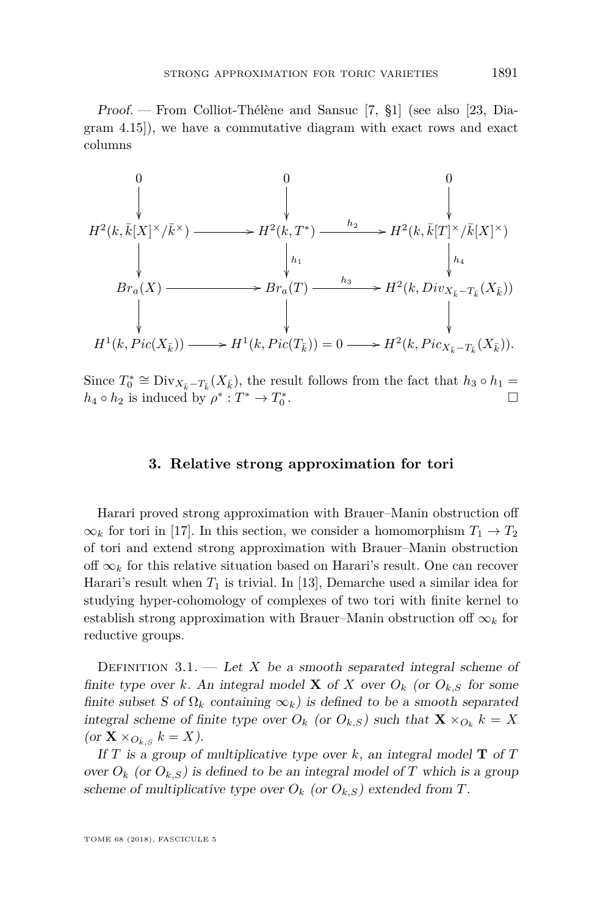*Proof.* — From Colliot-Thélène and Sansuc [7, §1] (see also [23, Diagram 4.15]), we have a commutative diagram with exact rows and exact columns

$$\begin{array}{ccccc}
0 & & 0 & & 0 \\
\downarrow & & \downarrow & & \downarrow \\
H^2(k, \bar{k}[X]^\times/\bar{k}^\times) & \longrightarrow & H^2(k, T^*) & \xrightarrow{h_2} & H^2(k, \bar{k}[T]^\times/\bar{k}[X]^\times) \\
\downarrow & & \downarrow{\scriptstyle h_1} & & \downarrow{\scriptstyle h_4} \\
Br_a(X) & \longrightarrow & Br_a(T) & \xrightarrow{h_3} & H^2(k, Div_{X_{\bar{k}}-T_{\bar{k}}}(X_{\bar{k}})) \\
\downarrow & & \downarrow & & \downarrow \\
H^1(k, Pic(X_{\bar{k}})) & \longrightarrow & H^1(k, Pic(T_{\bar{k}})) = 0 & \longrightarrow & H^2(k, Pic_{X_{\bar{k}}-T_{\bar{k}}}(X_{\bar{k}})).
\end{array}$$

Since $T_0^* \cong \mathrm{Div}_{X_{\bar{k}}-T_{\bar{k}}}(X_{\bar{k}})$, the result follows from the fact that $h_3 \circ h_1 = h_4 \circ h_2$ is induced by $\rho^* : T^* \to T_0^*$. $\square$

## 3. Relative strong approximation for tori

Harari proved strong approximation with Brauer–Manin obstruction off $\infty_k$ for tori in [17]. In this section, we consider a homomorphism $T_1 \to T_2$ of tori and extend strong approximation with Brauer–Manin obstruction off $\infty_k$ for this relative situation based on Harari's result. One can recover Harari's result when $T_1$ is trivial. In [13], Demarche used a similar idea for studying hyper-cohomology of complexes of two tori with finite kernel to establish strong approximation with Brauer–Manin obstruction off $\infty_k$ for reductive groups.

Definition 3.1. — *Let $X$ be a smooth separated integral scheme of finite type over $k$. An integral model $\mathbf{X}$ of $X$ over $O_k$ (or $O_{k,S}$ for some finite subset $S$ of $\Omega_k$ containing $\infty_k$) is defined to be a smooth separated integral scheme of finite type over $O_k$ (or $O_{k,S}$) such that $\mathbf{X} \times_{O_k} k = X$ (or $\mathbf{X} \times_{O_{k,S}} k = X$).*

*If $T$ is a group of multiplicative type over $k$, an integral model $\mathbf{T}$ of $T$ over $O_k$ (or $O_{k,S}$) is defined to be an integral model of $T$ which is a group scheme of multiplicative type over $O_k$ (or $O_{k,S}$) extended from $T$.*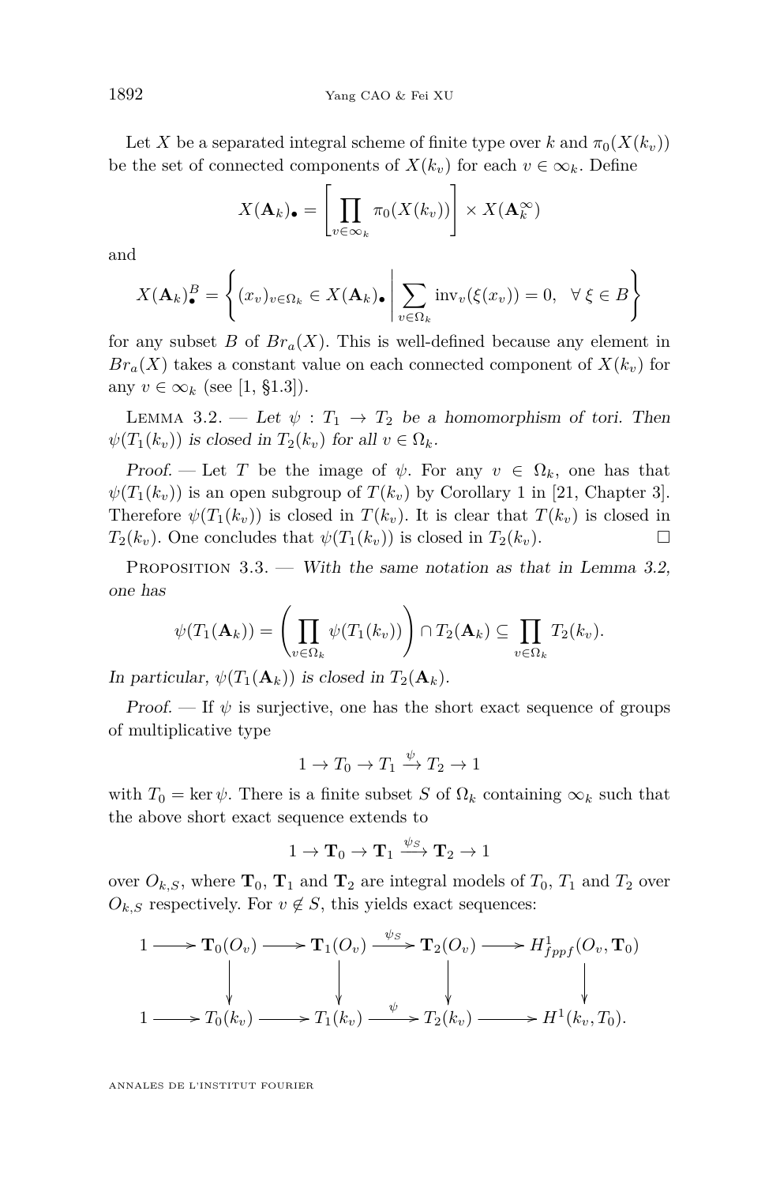Let $X$ be a separated integral scheme of finite type over $k$ and $\pi_0(X(k_v))$ be the set of connected components of $X(k_v)$ for each $v \in \infty_k$. Define

$$X(\mathbf{A}_k)_\bullet = \left[\prod_{v\in\infty_k} \pi_0(X(k_v))\right] \times X(\mathbf{A}_k^\infty)$$

and

$$X(\mathbf{A}_k)_\bullet^B = \left\{(x_v)_{v\in\Omega_k} \in X(\mathbf{A}_k)_\bullet \;\middle|\; \sum_{v\in\Omega_k} \mathrm{inv}_v(\xi(x_v)) = 0, \quad \forall\, \xi \in B\right\}$$

for any subset $B$ of $Br_a(X)$. This is well-defined because any element in $Br_a(X)$ takes a constant value on each connected component of $X(k_v)$ for any $v \in \infty_k$ (see [1, §1.3]).

Lemma 3.2. — *Let $\psi : T_1 \to T_2$ be a homomorphism of tori. Then $\psi(T_1(k_v))$ is closed in $T_2(k_v)$ for all $v \in \Omega_k$.*

*Proof.* — Let $T$ be the image of $\psi$. For any $v \in \Omega_k$, one has that $\psi(T_1(k_v))$ is an open subgroup of $T(k_v)$ by Corollary 1 in [21, Chapter 3]. Therefore $\psi(T_1(k_v))$ is closed in $T(k_v)$. It is clear that $T(k_v)$ is closed in $T_2(k_v)$. One concludes that $\psi(T_1(k_v))$ is closed in $T_2(k_v)$. □

Proposition 3.3. — *With the same notation as that in Lemma 3.2, one has*

$$\psi(T_1(\mathbf{A}_k)) = \left(\prod_{v\in\Omega_k} \psi(T_1(k_v))\right) \cap T_2(\mathbf{A}_k) \subseteq \prod_{v\in\Omega_k} T_2(k_v).$$

*In particular, $\psi(T_1(\mathbf{A}_k))$ is closed in $T_2(\mathbf{A}_k)$.*

*Proof.* — If $\psi$ is surjective, one has the short exact sequence of groups of multiplicative type

$$1 \to T_0 \to T_1 \xrightarrow{\psi} T_2 \to 1$$

with $T_0 = \ker\psi$. There is a finite subset $S$ of $\Omega_k$ containing $\infty_k$ such that the above short exact sequence extends to

$$1 \to \mathbf{T}_0 \to \mathbf{T}_1 \xrightarrow{\psi_S} \mathbf{T}_2 \to 1$$

over $O_{k,S}$, where $\mathbf{T}_0$, $\mathbf{T}_1$ and $\mathbf{T}_2$ are integral models of $T_0$, $T_1$ and $T_2$ over $O_{k,S}$ respectively. For $v \notin S$, this yields exact sequences:

$$\begin{array}{ccccccccc}
1 & \longrightarrow & \mathbf{T}_0(O_v) & \longrightarrow & \mathbf{T}_1(O_v) & \xrightarrow{\psi_S} & \mathbf{T}_2(O_v) & \longrightarrow & H^1_{fppf}(O_v, \mathbf{T}_0) \\
 & & \downarrow & & \downarrow & & \downarrow & & \downarrow \\
1 & \longrightarrow & T_0(k_v) & \longrightarrow & T_1(k_v) & \xrightarrow{\psi} & T_2(k_v) & \longrightarrow & H^1(k_v, T_0).
\end{array}$$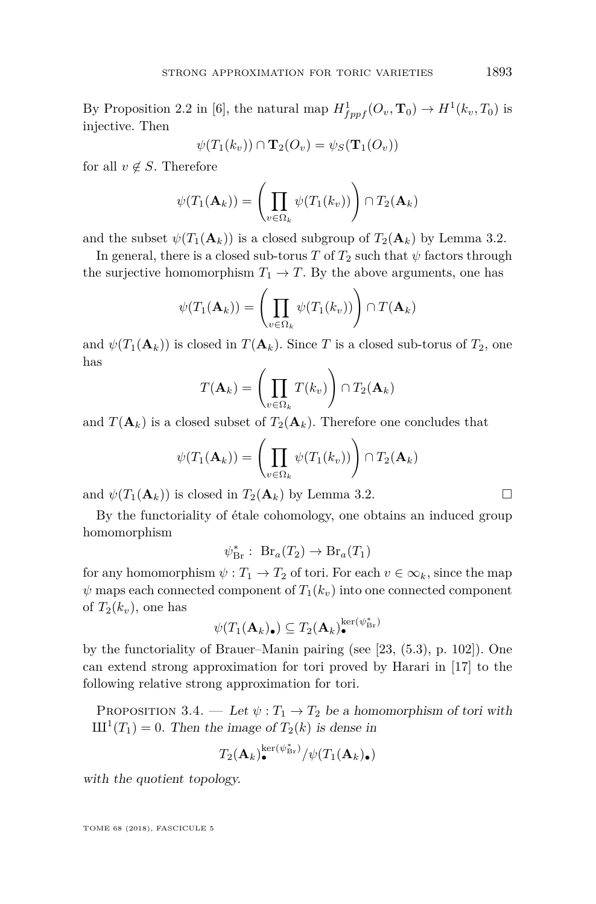By Proposition 2.2 in [6], the natural map $H^1_{fppf}(O_v, \mathbf{T}_0) \to H^1(k_v, T_0)$ is injective. Then

$$\psi(T_1(k_v)) \cap \mathbf{T}_2(O_v) = \psi_S(\mathbf{T}_1(O_v))$$

for all $v \notin S$. Therefore

$$\psi(T_1(\mathbf{A}_k)) = \left(\prod_{v\in\Omega_k} \psi(T_1(k_v))\right) \cap T_2(\mathbf{A}_k)$$

and the subset $\psi(T_1(\mathbf{A}_k))$ is a closed subgroup of $T_2(\mathbf{A}_k)$ by Lemma 3.2.

In general, there is a closed sub-torus $T$ of $T_2$ such that $\psi$ factors through the surjective homomorphism $T_1 \to T$. By the above arguments, one has

$$\psi(T_1(\mathbf{A}_k)) = \left(\prod_{v\in\Omega_k} \psi(T_1(k_v))\right) \cap T(\mathbf{A}_k)$$

and $\psi(T_1(\mathbf{A}_k))$ is closed in $T(\mathbf{A}_k)$. Since $T$ is a closed sub-torus of $T_2$, one has

$$T(\mathbf{A}_k) = \left(\prod_{v\in\Omega_k} T(k_v)\right) \cap T_2(\mathbf{A}_k)$$

and $T(\mathbf{A}_k)$ is a closed subset of $T_2(\mathbf{A}_k)$. Therefore one concludes that

$$\psi(T_1(\mathbf{A}_k)) = \left(\prod_{v\in\Omega_k} \psi(T_1(k_v))\right) \cap T_2(\mathbf{A}_k)$$

and $\psi(T_1(\mathbf{A}_k))$ is closed in $T_2(\mathbf{A}_k)$ by Lemma 3.2. □

By the functoriality of étale cohomology, one obtains an induced group homomorphism

$$\psi^*_{\mathrm{Br}} : \mathrm{Br}_a(T_2) \to \mathrm{Br}_a(T_1)$$

for any homomorphism $\psi : T_1 \to T_2$ of tori. For each $v \in \infty_k$, since the map $\psi$ maps each connected component of $T_1(k_v)$ into one connected component of $T_2(k_v)$, one has

$$\psi(T_1(\mathbf{A}_k)_\bullet) \subseteq T_2(\mathbf{A}_k)_\bullet^{\ker(\psi^*_{\mathrm{Br}})}$$

by the functoriality of Brauer–Manin pairing (see [23, (5.3), p. 102]). One can extend strong approximation for tori proved by Harari in [17] to the following relative strong approximation for tori.

Proposition 3.4. — *Let $\psi : T_1 \to T_2$ be a homomorphism of tori with $Ш^1(T_1) = 0$. Then the image of $T_2(k)$ is dense in*

$$T_2(\mathbf{A}_k)_\bullet^{\ker(\psi^*_{\mathrm{Br}})} / \psi(T_1(\mathbf{A}_k)_\bullet)$$

*with the quotient topology.*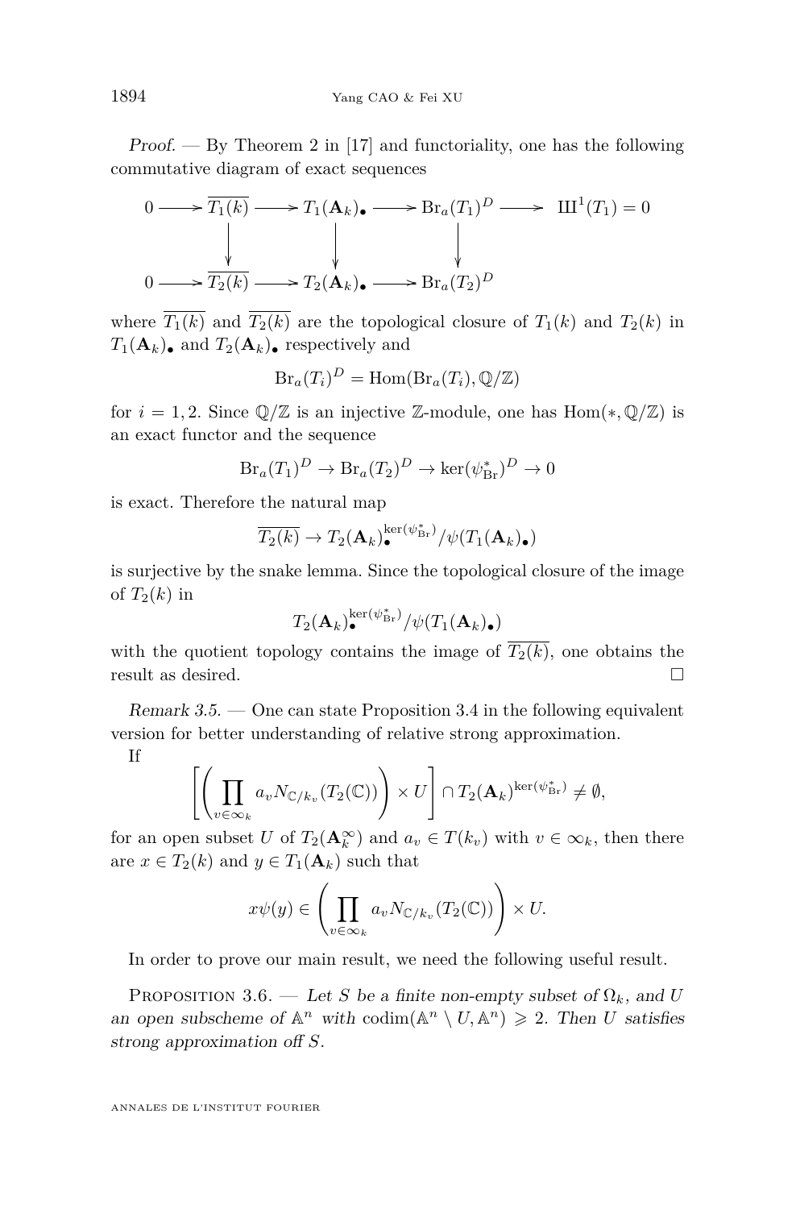*Proof.* — By Theorem 2 in [17] and functoriality, one has the following commutative diagram of exact sequences

$$\begin{array}{ccccccccc}
0 & \longrightarrow & \overline{T_1(k)} & \longrightarrow & T_1(\mathbf{A}_k)_\bullet & \longrightarrow & \mathrm{Br}_a(T_1)^D & \longrightarrow & Ш^1(T_1) = 0 \\
 & & \downarrow & & \downarrow & & \downarrow & & \\
0 & \longrightarrow & \overline{T_2(k)} & \longrightarrow & T_2(\mathbf{A}_k)_\bullet & \longrightarrow & \mathrm{Br}_a(T_2)^D & &
\end{array}$$

where $\overline{T_1(k)}$ and $\overline{T_2(k)}$ are the topological closure of $T_1(k)$ and $T_2(k)$ in $T_1(\mathbf{A}_k)_\bullet$ and $T_2(\mathbf{A}_k)_\bullet$ respectively and

$$\mathrm{Br}_a(T_i)^D = \mathrm{Hom}(\mathrm{Br}_a(T_i), \mathbb{Q}/\mathbb{Z})$$

for $i = 1, 2$. Since $\mathbb{Q}/\mathbb{Z}$ is an injective $\mathbb{Z}$-module, one has $\mathrm{Hom}(*, \mathbb{Q}/\mathbb{Z})$ is an exact functor and the sequence

$$\mathrm{Br}_a(T_1)^D \to \mathrm{Br}_a(T_2)^D \to \ker(\psi^*_{\mathrm{Br}})^D \to 0$$

is exact. Therefore the natural map

$$\overline{T_2(k)} \to T_2(\mathbf{A}_k)_\bullet^{\ker(\psi^*_{\mathrm{Br}})} / \psi(T_1(\mathbf{A}_k)_\bullet)$$

is surjective by the snake lemma. Since the topological closure of the image of $T_2(k)$ in

$$T_2(\mathbf{A}_k)_\bullet^{\ker(\psi^*_{\mathrm{Br}})} / \psi(T_1(\mathbf{A}_k)_\bullet)$$

with the quotient topology contains the image of $\overline{T_2(k)}$, one obtains the result as desired. $\square$

*Remark 3.5.* — One can state Proposition 3.4 in the following equivalent version for better understanding of relative strong approximation.

If

$$\left[\left(\prod_{v \in \infty_k} a_v N_{\mathbb{C}/k_v}(T_2(\mathbb{C}))\right) \times U\right] \cap T_2(\mathbf{A}_k)^{\ker(\psi^*_{\mathrm{Br}})} \neq \emptyset,$$

for an open subset $U$ of $T_2(\mathbf{A}_k^\infty)$ and $a_v \in T(k_v)$ with $v \in \infty_k$, then there are $x \in T_2(k)$ and $y \in T_1(\mathbf{A}_k)$ such that

$$x\psi(y) \in \left(\prod_{v \in \infty_k} a_v N_{\mathbb{C}/k_v}(T_2(\mathbb{C}))\right) \times U.$$

In order to prove our main result, we need the following useful result.

Proposition 3.6. — *Let $S$ be a finite non-empty subset of $\Omega_k$, and $U$ an open subscheme of $\mathbb{A}^n$ with $\mathrm{codim}(\mathbb{A}^n \setminus U, \mathbb{A}^n) \geqslant 2$. Then $U$ satisfies strong approximation off $S$.*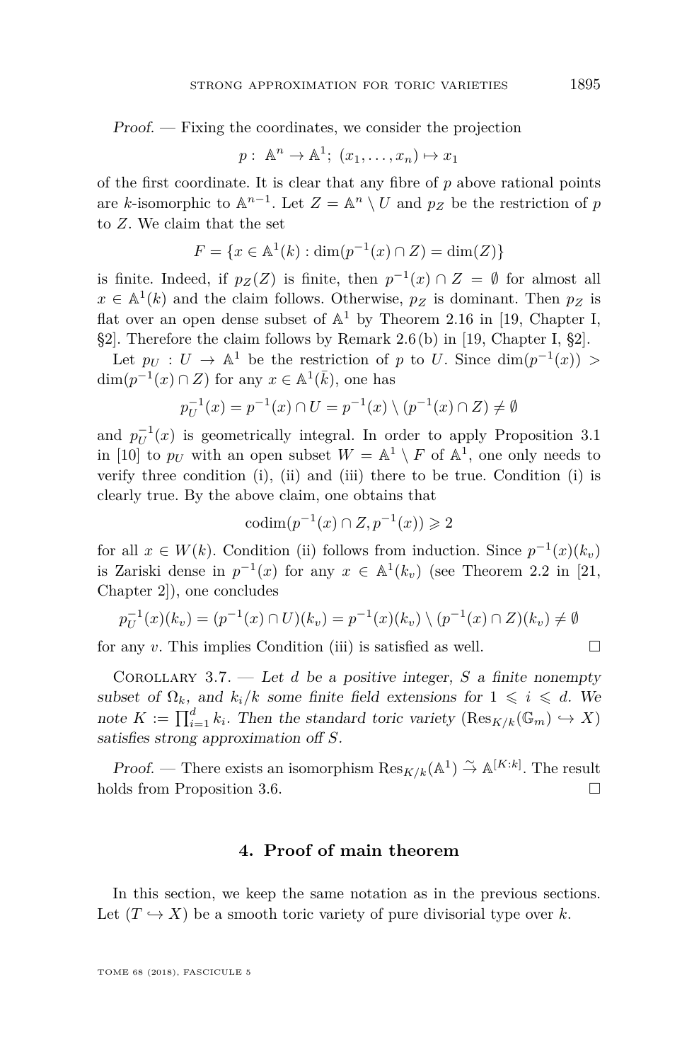*Proof.* — Fixing the coordinates, we consider the projection

$$p: \ \mathbb{A}^n \to \mathbb{A}^1; \ (x_1, \dots, x_n) \mapsto x_1$$

of the first coordinate. It is clear that any fibre of $p$ above rational points are $k$-isomorphic to $\mathbb{A}^{n-1}$. Let $Z = \mathbb{A}^n \setminus U$ and $p_Z$ be the restriction of $p$ to $Z$. We claim that the set

$$F = \{x \in \mathbb{A}^1(k) : \dim(p^{-1}(x) \cap Z) = \dim(Z)\}$$

is finite. Indeed, if $p_Z(Z)$ is finite, then $p^{-1}(x) \cap Z = \emptyset$ for almost all $x \in \mathbb{A}^1(k)$ and the claim follows. Otherwise, $p_Z$ is dominant. Then $p_Z$ is flat over an open dense subset of $\mathbb{A}^1$ by Theorem 2.16 in [19, Chapter I, §2]. Therefore the claim follows by Remark 2.6 (b) in [19, Chapter I, §2].

Let $p_U : U \to \mathbb{A}^1$ be the restriction of $p$ to $U$. Since $\dim(p^{-1}(x)) > \dim(p^{-1}(x) \cap Z)$ for any $x \in \mathbb{A}^1(\bar{k})$, one has

$$p_U^{-1}(x) = p^{-1}(x) \cap U = p^{-1}(x) \setminus (p^{-1}(x) \cap Z) \neq \emptyset$$

and $p_U^{-1}(x)$ is geometrically integral. In order to apply Proposition 3.1 in [10] to $p_U$ with an open subset $W = \mathbb{A}^1 \setminus F$ of $\mathbb{A}^1$, one only needs to verify three condition (i), (ii) and (iii) there to be true. Condition (i) is clearly true. By the above claim, one obtains that

$$\operatorname{codim}(p^{-1}(x) \cap Z, p^{-1}(x)) \geqslant 2$$

for all $x \in W(k)$. Condition (ii) follows from induction. Since $p^{-1}(x)(k_v)$ is Zariski dense in $p^{-1}(x)$ for any $x \in \mathbb{A}^1(k_v)$ (see Theorem 2.2 in [21, Chapter 2]), one concludes

$$p_U^{-1}(x)(k_v) = (p^{-1}(x) \cap U)(k_v) = p^{-1}(x)(k_v) \setminus (p^{-1}(x) \cap Z)(k_v) \neq \emptyset$$

for any $v$. This implies Condition (iii) is satisfied as well. □

Corollary 3.7. — *Let $d$ be a positive integer, $S$ a finite nonempty subset of $\Omega_k$, and $k_i/k$ some finite field extensions for $1 \leqslant i \leqslant d$. We note $K := \prod_{i=1}^d k_i$. Then the standard toric variety $(\mathrm{Res}_{K/k}(\mathbb{G}_m) \hookrightarrow X)$ satisfies strong approximation off $S$.*

*Proof.* — There exists an isomorphism $\mathrm{Res}_{K/k}(\mathbb{A}^1) \xrightarrow{\sim} \mathbb{A}^{[K:k]}$. The result holds from Proposition 3.6. □

## 4. Proof of main theorem

In this section, we keep the same notation as in the previous sections. Let $(T \hookrightarrow X)$ be a smooth toric variety of pure divisorial type over $k$.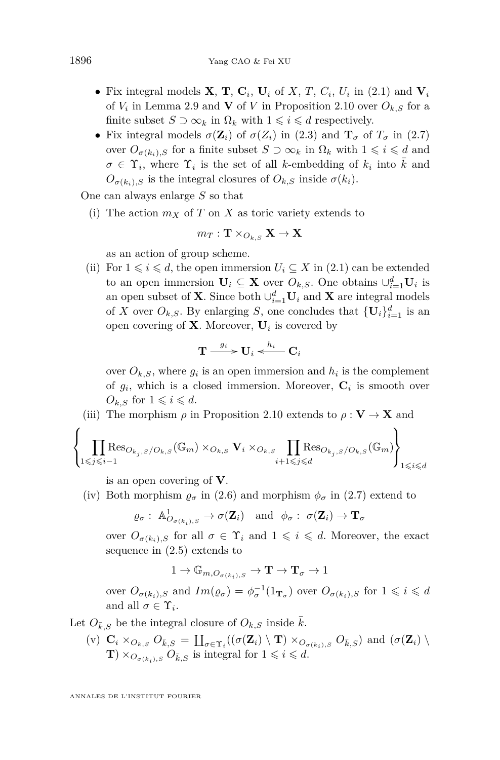- Fix integral models $\mathbf{X}$, $\mathbf{T}$, $\mathbf{C}_i$, $\mathbf{U}_i$ of $X$, $T$, $C_i$, $U_i$ in (2.1) and $\mathbf{V}_i$ of $V_i$ in Lemma 2.9 and $\mathbf{V}$ of $V$ in Proposition 2.10 over $O_{k,S}$ for a finite subset $S \supset \infty_k$ in $\Omega_k$ with $1 \leqslant i \leqslant d$ respectively.
- Fix integral models $\sigma(\mathbf{Z}_i)$ of $\sigma(Z_i)$ in (2.3) and $\mathbf{T}_\sigma$ of $T_\sigma$ in (2.7) over $O_{\sigma(k_i),S}$ for a finite subset $S \supset \infty_k$ in $\Omega_k$ with $1 \leqslant i \leqslant d$ and $\sigma \in \Upsilon_i$, where $\Upsilon_i$ is the set of all $k$-embedding of $k_i$ into $\bar{k}$ and $O_{\sigma(k_i),S}$ is the integral closures of $O_{k,S}$ inside $\sigma(k_i)$.

One can always enlarge $S$ so that

(i) The action $m_X$ of $T$ on $X$ as toric variety extends to
$$m_T : \mathbf{T} \times_{O_{k,S}} \mathbf{X} \to \mathbf{X}$$
as an action of group scheme.

(ii) For $1 \leqslant i \leqslant d$, the open immersion $U_i \subseteq X$ in (2.1) can be extended to an open immersion $\mathbf{U}_i \subseteq \mathbf{X}$ over $O_{k,S}$. One obtains $\cup_{i=1}^d \mathbf{U}_i$ is an open subset of $\mathbf{X}$. Since both $\cup_{i=1}^d \mathbf{U}_i$ and $\mathbf{X}$ are integral models of $X$ over $O_{k,S}$. By enlarging $S$, one concludes that $\{\mathbf{U}_i\}_{i=1}^d$ is an open covering of $\mathbf{X}$. Moreover, $\mathbf{U}_i$ is covered by
$$\mathbf{T} \xrightarrow{g_i} \mathbf{U}_i \xleftarrow{h_i} \mathbf{C}_i$$
over $O_{k,S}$, where $g_i$ is an open immersion and $h_i$ is the complement of $g_i$, which is a closed immersion. Moreover, $\mathbf{C}_i$ is smooth over $O_{k,S}$ for $1 \leqslant i \leqslant d$.

(iii) The morphism $\rho$ in Proposition 2.10 extends to $\rho : \mathbf{V} \to \mathbf{X}$ and
$$\left\{ \prod_{1 \leqslant j \leqslant i-1} \mathrm{Res}_{O_{k_j,S}/O_{k,S}}(\mathbb{G}_m) \times_{O_{k,S}} \mathbf{V}_i \times_{O_{k,S}} \prod_{i+1 \leqslant j \leqslant d} \mathrm{Res}_{O_{k_j,S}/O_{k,S}}(\mathbb{G}_m) \right\}_{1 \leqslant i \leqslant d}$$
is an open covering of $\mathbf{V}$.

(iv) Both morphism $\varrho_\sigma$ in (2.6) and morphism $\phi_\sigma$ in (2.7) extend to
$$\varrho_\sigma : \mathbb{A}^1_{O_{\sigma(k_i),S}} \to \sigma(\mathbf{Z}_i) \quad \text{and} \quad \phi_\sigma : \sigma(\mathbf{Z}_i) \to \mathbf{T}_\sigma$$
over $O_{\sigma(k_i),S}$ for all $\sigma \in \Upsilon_i$ and $1 \leqslant i \leqslant d$. Moreover, the exact sequence in (2.5) extends to
$$1 \to \mathbb{G}_{m,O_{\sigma(k_i),S}} \to \mathbf{T} \to \mathbf{T}_\sigma \to 1$$
over $O_{\sigma(k_i),S}$ and $Im(\varrho_\sigma) = \phi_\sigma^{-1}(1_{\mathbf{T}_\sigma})$ over $O_{\sigma(k_i),S}$ for $1 \leqslant i \leqslant d$ and all $\sigma \in \Upsilon_i$.

Let $O_{\bar{k},S}$ be the integral closure of $O_{k,S}$ inside $\bar{k}$.

(v) $\mathbf{C}_i \times_{O_{k,S}} O_{\bar{k},S} = \coprod_{\sigma \in \Upsilon_i} ((\sigma(\mathbf{Z}_i) \setminus \mathbf{T}) \times_{O_{\sigma(k_i),S}} O_{\bar{k},S})$ and $(\sigma(\mathbf{Z}_i) \setminus \mathbf{T}) \times_{O_{\sigma(k_i),S}} O_{\bar{k},S}$ is integral for $1 \leqslant i \leqslant d$.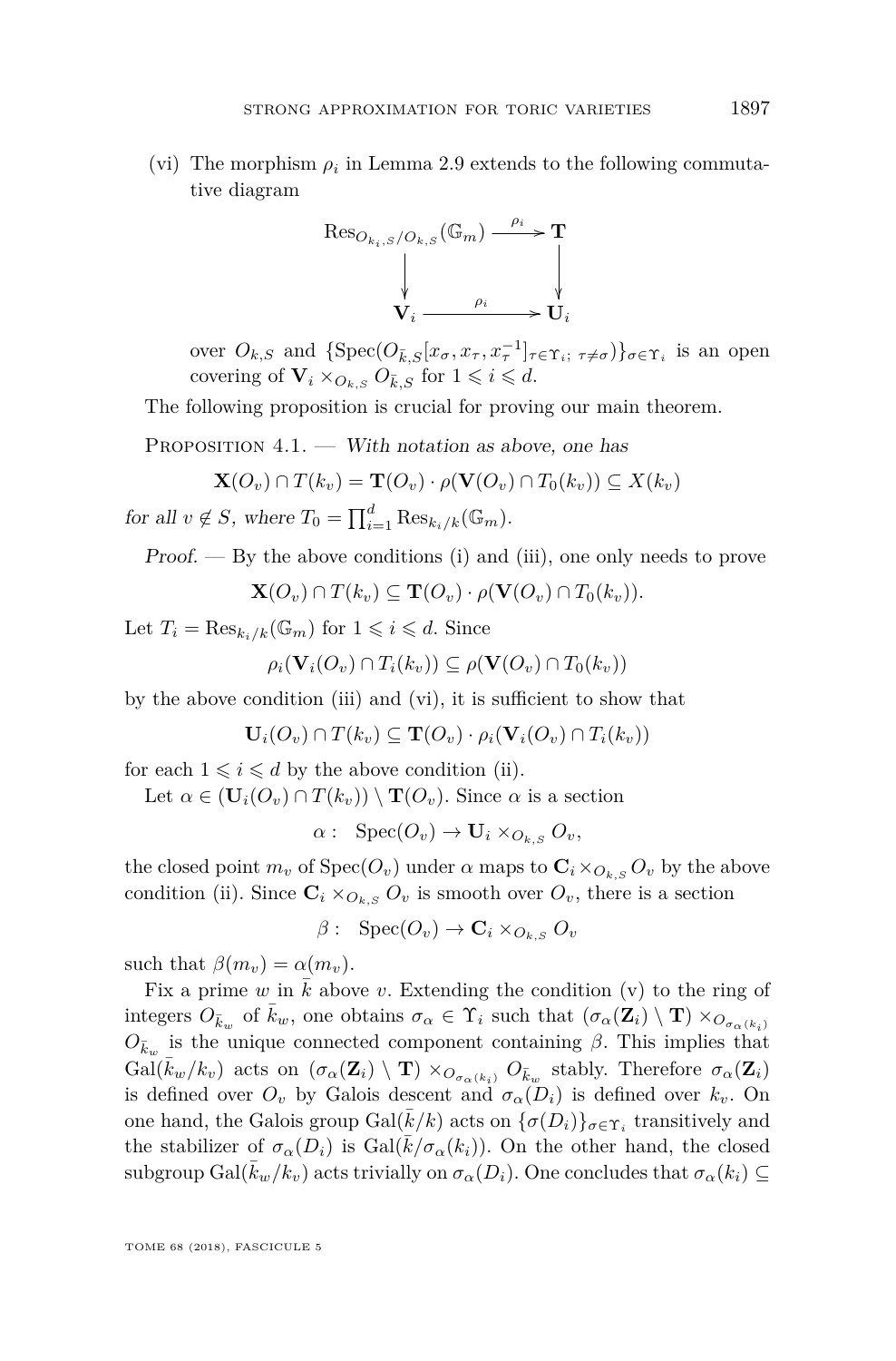(vi) The morphism $\rho_i$ in Lemma 2.9 extends to the following commutative diagram

$$\begin{array}{ccc} \mathrm{Res}_{O_{k_i,S}/O_{k,S}}(\mathbb{G}_m) & \xrightarrow{\rho_i} & \mathbf{T} \\ \downarrow & & \downarrow \\ \mathbf{V}_i & \xrightarrow{\rho_i} & \mathbf{U}_i \end{array}$$

over $O_{k,S}$ and $\{\mathrm{Spec}(O_{\bar{k},S}[x_\sigma, x_\tau, x_\tau^{-1}]_{\tau\in\Upsilon_i;\ \tau\neq\sigma})\}_{\sigma\in\Upsilon_i}$ is an open covering of $\mathbf{V}_i \times_{O_{k,S}} O_{\bar{k},S}$ for $1 \leqslant i \leqslant d$.

The following proposition is crucial for proving our main theorem.

Proposition 4.1. — *With notation as above, one has*

$$\mathbf{X}(O_v) \cap T(k_v) = \mathbf{T}(O_v) \cdot \rho(\mathbf{V}(O_v) \cap T_0(k_v)) \subseteq X(k_v)$$

*for all $v \notin S$, where $T_0 = \prod_{i=1}^d \mathrm{Res}_{k_i/k}(\mathbb{G}_m)$.*

*Proof.* — By the above conditions (i) and (iii), one only needs to prove

$$\mathbf{X}(O_v) \cap T(k_v) \subseteq \mathbf{T}(O_v) \cdot \rho(\mathbf{V}(O_v) \cap T_0(k_v)).$$

Let $T_i = \mathrm{Res}_{k_i/k}(\mathbb{G}_m)$ for $1 \leqslant i \leqslant d$. Since

$$\rho_i(\mathbf{V}_i(O_v) \cap T_i(k_v)) \subseteq \rho(\mathbf{V}(O_v) \cap T_0(k_v))$$

by the above condition (iii) and (vi), it is sufficient to show that

$$\mathbf{U}_i(O_v) \cap T(k_v) \subseteq \mathbf{T}(O_v) \cdot \rho_i(\mathbf{V}_i(O_v) \cap T_i(k_v))$$

for each $1 \leqslant i \leqslant d$ by the above condition (ii).

Let $\alpha \in (\mathbf{U}_i(O_v) \cap T(k_v)) \setminus \mathbf{T}(O_v)$. Since $\alpha$ is a section

$$\alpha : \ \mathrm{Spec}(O_v) \to \mathbf{U}_i \times_{O_{k,S}} O_v,$$

the closed point $m_v$ of $\mathrm{Spec}(O_v)$ under $\alpha$ maps to $\mathbf{C}_i \times_{O_{k,S}} O_v$ by the above condition (ii). Since $\mathbf{C}_i \times_{O_{k,S}} O_v$ is smooth over $O_v$, there is a section

$$\beta : \ \mathrm{Spec}(O_v) \to \mathbf{C}_i \times_{O_{k,S}} O_v$$

such that $\beta(m_v) = \alpha(m_v)$.

Fix a prime $w$ in $\bar{k}$ above $v$. Extending the condition (v) to the ring of integers $O_{\bar{k}_w}$ of $\bar{k}_w$, one obtains $\sigma_\alpha \in \Upsilon_i$ such that $(\sigma_\alpha(\mathbf{Z}_i) \setminus \mathbf{T}) \times_{O_{\sigma_\alpha(k_i)}} O_{\bar{k}_w}$ is the unique connected component containing $\beta$. This implies that $\mathrm{Gal}(\bar{k}_w/k_v)$ acts on $(\sigma_\alpha(\mathbf{Z}_i) \setminus \mathbf{T}) \times_{O_{\sigma_\alpha(k_i)}} O_{\bar{k}_w}$ stably. Therefore $\sigma_\alpha(\mathbf{Z}_i)$ is defined over $O_v$ by Galois descent and $\sigma_\alpha(D_i)$ is defined over $k_v$. On one hand, the Galois group $\mathrm{Gal}(\bar{k}/k)$ acts on $\{\sigma(D_i)\}_{\sigma\in\Upsilon_i}$ transitively and the stabilizer of $\sigma_\alpha(D_i)$ is $\mathrm{Gal}(\bar{k}/\sigma_\alpha(k_i))$. On the other hand, the closed subgroup $\mathrm{Gal}(\bar{k}_w/k_v)$ acts trivially on $\sigma_\alpha(D_i)$. One concludes that $\sigma_\alpha(k_i) \subseteq$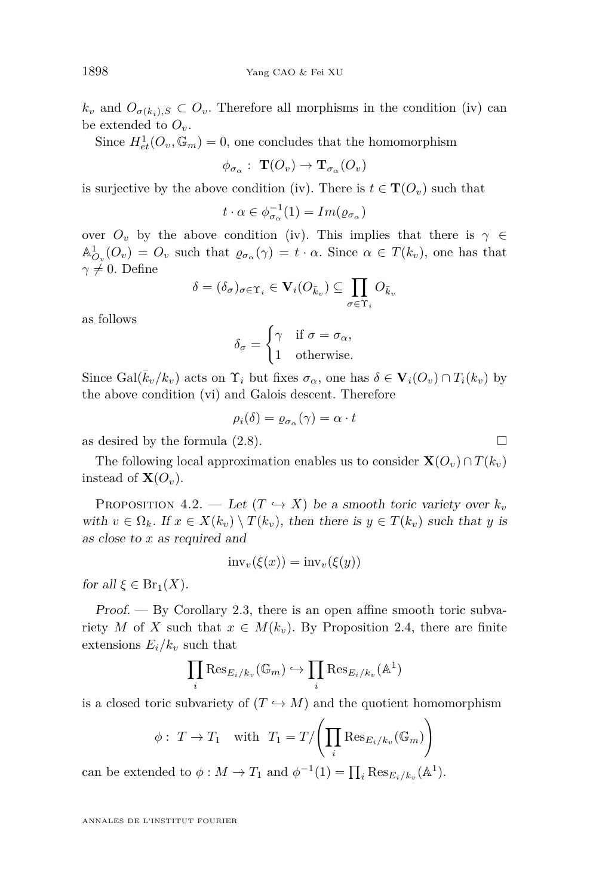$k_v$ and $O_{\sigma(k_i),S} \subset O_v$. Therefore all morphisms in the condition (iv) can be extended to $O_v$.

Since $H^1_{et}(O_v, \mathbb{G}_m) = 0$, one concludes that the homomorphism

$$\phi_{\sigma_\alpha} :\ \mathbf{T}(O_v) \to \mathbf{T}_{\sigma_\alpha}(O_v)$$

is surjective by the above condition (iv). There is $t \in \mathbf{T}(O_v)$ such that

$$t \cdot \alpha \in \phi_{\sigma_\alpha}^{-1}(1) = Im(\varrho_{\sigma_\alpha})$$

over $O_v$ by the above condition (iv). This implies that there is $\gamma \in \mathbb{A}^1_{O_v}(O_v) = O_v$ such that $\varrho_{\sigma_\alpha}(\gamma) = t \cdot \alpha$. Since $\alpha \in T(k_v)$, one has that $\gamma \neq 0$. Define

$$\delta = (\delta_\sigma)_{\sigma \in \Upsilon_i} \in \mathbf{V}_i(O_{\bar{k}_v}) \subseteq \prod_{\sigma \in \Upsilon_i} O_{\bar{k}_v}$$

as follows

$$\delta_\sigma = \begin{cases} \gamma & \text{if } \sigma = \sigma_\alpha, \\ 1 & \text{otherwise.} \end{cases}$$

Since $\mathrm{Gal}(\bar{k}_v/k_v)$ acts on $\Upsilon_i$ but fixes $\sigma_\alpha$, one has $\delta \in \mathbf{V}_i(O_v) \cap T_i(k_v)$ by the above condition (vi) and Galois descent. Therefore

$$\rho_i(\delta) = \varrho_{\sigma_\alpha}(\gamma) = \alpha \cdot t$$

as desired by the formula (2.8). $\square$

The following local approximation enables us to consider $\mathbf{X}(O_v) \cap T(k_v)$ instead of $\mathbf{X}(O_v)$.

Proposition 4.2. — *Let $(T \hookrightarrow X)$ be a smooth toric variety over $k_v$ with $v \in \Omega_k$. If $x \in X(k_v) \setminus T(k_v)$, then there is $y \in T(k_v)$ such that $y$ is as close to $x$ as required and*

$$\mathrm{inv}_v(\xi(x)) = \mathrm{inv}_v(\xi(y))$$

*for all $\xi \in \mathrm{Br}_1(X)$.*

*Proof.* — By Corollary 2.3, there is an open affine smooth toric subvariety $M$ of $X$ such that $x \in M(k_v)$. By Proposition 2.4, there are finite extensions $E_i/k_v$ such that

$$\prod_i \mathrm{Res}_{E_i/k_v}(\mathbb{G}_m) \hookrightarrow \prod_i \mathrm{Res}_{E_i/k_v}(\mathbb{A}^1)$$

is a closed toric subvariety of $(T \hookrightarrow M)$ and the quotient homomorphism

$$\phi :\ T \to T_1 \quad \text{with} \ \ T_1 = T/\left(\prod_i \mathrm{Res}_{E_i/k_v}(\mathbb{G}_m)\right)$$

can be extended to $\phi : M \to T_1$ and $\phi^{-1}(1) = \prod_i \mathrm{Res}_{E_i/k_v}(\mathbb{A}^1)$.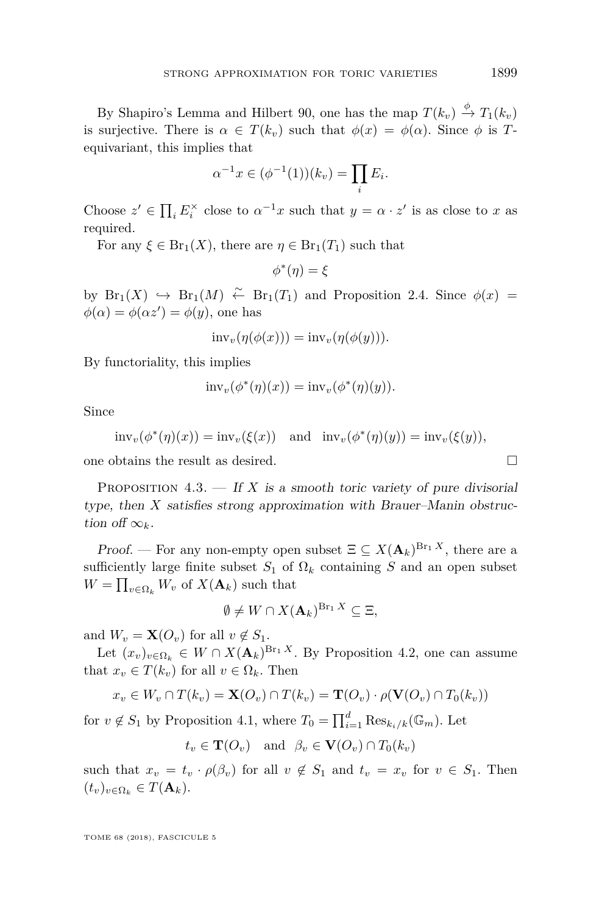By Shapiro's Lemma and Hilbert 90, one has the map $T(k_v) \xrightarrow{\phi} T_1(k_v)$ is surjective. There is $\alpha \in T(k_v)$ such that $\phi(x) = \phi(\alpha)$. Since $\phi$ is $T$-equivariant, this implies that

$$\alpha^{-1}x \in (\phi^{-1}(1))(k_v) = \prod_i E_i.$$

Choose $z' \in \prod_i E_i^\times$ close to $\alpha^{-1}x$ such that $y = \alpha \cdot z'$ is as close to $x$ as required.

For any $\xi \in \mathrm{Br}_1(X)$, there are $\eta \in \mathrm{Br}_1(T_1)$ such that

$$\phi^*(\eta) = \xi$$

by $\mathrm{Br}_1(X) \hookrightarrow \mathrm{Br}_1(M) \xleftarrow{\sim} \mathrm{Br}_1(T_1)$ and Proposition 2.4. Since $\phi(x) = \phi(\alpha) = \phi(\alpha z') = \phi(y)$, one has

$$\mathrm{inv}_v(\eta(\phi(x))) = \mathrm{inv}_v(\eta(\phi(y))).$$

By functoriality, this implies

$$\mathrm{inv}_v(\phi^*(\eta)(x)) = \mathrm{inv}_v(\phi^*(\eta)(y)).$$

Since

$$\mathrm{inv}_v(\phi^*(\eta)(x)) = \mathrm{inv}_v(\xi(x)) \quad \text{and} \quad \mathrm{inv}_v(\phi^*(\eta)(y)) = \mathrm{inv}_v(\xi(y)),$$

one obtains the result as desired. □

Proposition 4.3. — *If $X$ is a smooth toric variety of pure divisorial type, then $X$ satisfies strong approximation with Brauer–Manin obstruction off $\infty_k$.*

*Proof.* — For any non-empty open subset $\Xi \subseteq X(\mathbf{A}_k)^{\mathrm{Br}_1 X}$, there are a sufficiently large finite subset $S_1$ of $\Omega_k$ containing $S$ and an open subset $W = \prod_{v \in \Omega_k} W_v$ of $X(\mathbf{A}_k)$ such that

$$\emptyset \neq W \cap X(\mathbf{A}_k)^{\mathrm{Br}_1 X} \subseteq \Xi,$$

and $W_v = \mathbf{X}(O_v)$ for all $v \notin S_1$.

Let $(x_v)_{v \in \Omega_k} \in W \cap X(\mathbf{A}_k)^{\mathrm{Br}_1 X}$. By Proposition 4.2, one can assume that $x_v \in T(k_v)$ for all $v \in \Omega_k$. Then

$$x_v \in W_v \cap T(k_v) = \mathbf{X}(O_v) \cap T(k_v) = \mathbf{T}(O_v) \cdot \rho(\mathbf{V}(O_v) \cap T_0(k_v))$$

for $v \notin S_1$ by Proposition 4.1, where $T_0 = \prod_{i=1}^d \mathrm{Res}_{k_i/k}(\mathbb{G}_m)$. Let

$$t_v \in \mathbf{T}(O_v) \quad \text{and} \quad \beta_v \in \mathbf{V}(O_v) \cap T_0(k_v)$$

such that $x_v = t_v \cdot \rho(\beta_v)$ for all $v \notin S_1$ and $t_v = x_v$ for $v \in S_1$. Then $(t_v)_{v \in \Omega_k} \in T(\mathbf{A}_k)$.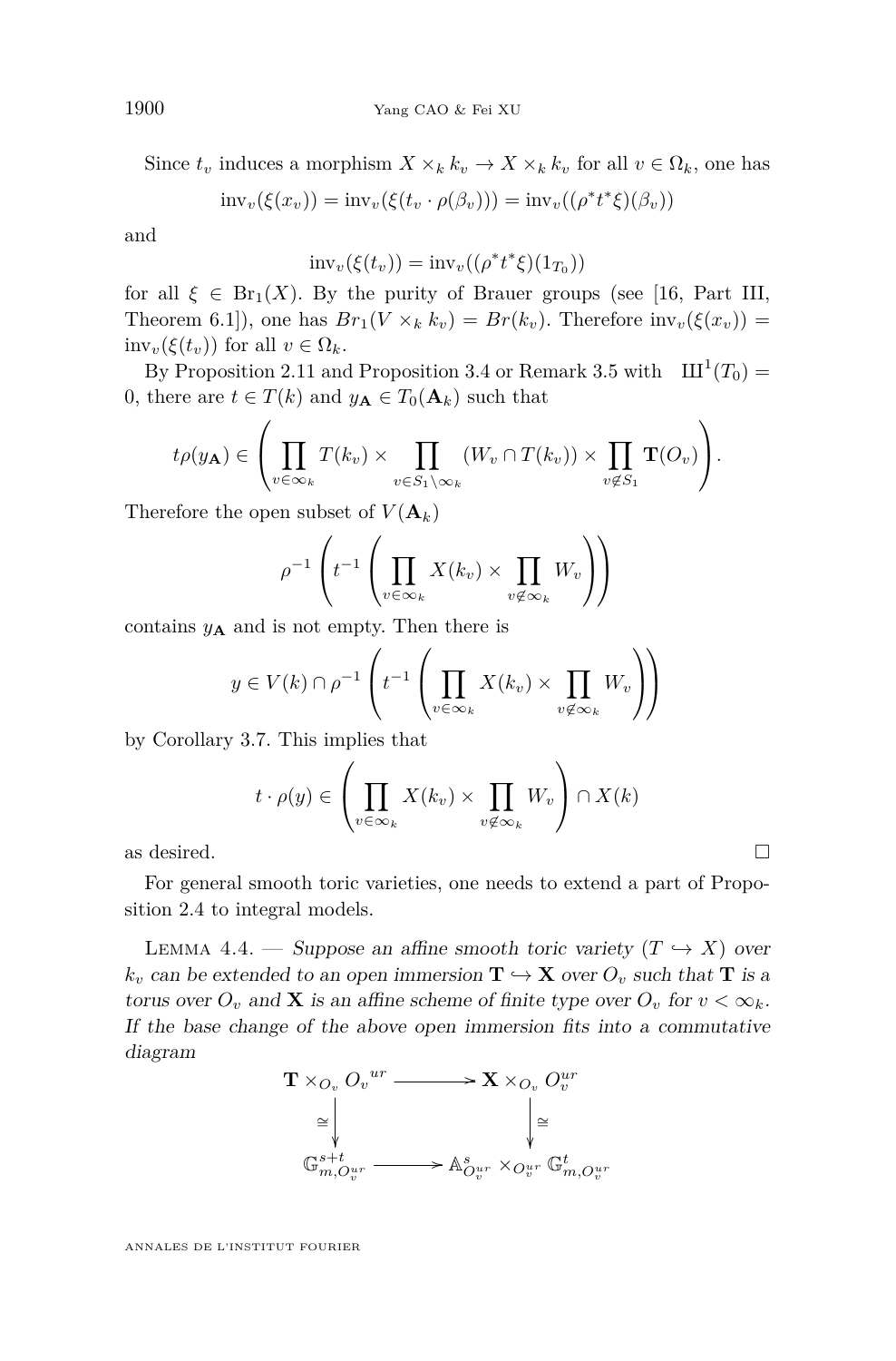Since $t_v$ induces a morphism $X \times_k k_v \to X \times_k k_v$ for all $v \in \Omega_k$, one has

$$\mathrm{inv}_v(\xi(x_v)) = \mathrm{inv}_v(\xi(t_v \cdot \rho(\beta_v))) = \mathrm{inv}_v((\rho^* t^* \xi)(\beta_v))$$

and

$$\mathrm{inv}_v(\xi(t_v)) = \mathrm{inv}_v((\rho^* t^* \xi)(1_{T_0}))$$

for all $\xi \in \mathrm{Br}_1(X)$. By the purity of Brauer groups (see [16, Part III, Theorem 6.1]), one has $Br_1(V \times_k k_v) = Br(k_v)$. Therefore $\mathrm{inv}_v(\xi(x_v)) = \mathrm{inv}_v(\xi(t_v))$ for all $v \in \Omega_k$.

By Proposition 2.11 and Proposition 3.4 or Remark 3.5 with $\text{Ш}^1(T_0) = 0$, there are $t \in T(k)$ and $y_{\mathbf{A}} \in T_0(\mathbf{A}_k)$ such that

$$t\rho(y_{\mathbf{A}}) \in \left( \prod_{v \in \infty_k} T(k_v) \times \prod_{v \in S_1 \setminus \infty_k} (W_v \cap T(k_v)) \times \prod_{v \notin S_1} \mathbf{T}(O_v) \right).$$

Therefore the open subset of $V(\mathbf{A}_k)$

$$\rho^{-1}\left( t^{-1} \left( \prod_{v \in \infty_k} X(k_v) \times \prod_{v \notin \infty_k} W_v \right) \right)$$

contains $y_{\mathbf{A}}$ and is not empty. Then there is

$$y \in V(k) \cap \rho^{-1}\left( t^{-1} \left( \prod_{v \in \infty_k} X(k_v) \times \prod_{v \notin \infty_k} W_v \right) \right)$$

by Corollary 3.7. This implies that

$$t \cdot \rho(y) \in \left( \prod_{v \in \infty_k} X(k_v) \times \prod_{v \notin \infty_k} W_v \right) \cap X(k)$$

as desired. $\square$

For general smooth toric varieties, one needs to extend a part of Proposition 2.4 to integral models.

Lemma 4.4. — *Suppose an affine smooth toric variety $(T \hookrightarrow X)$ over $k_v$ can be extended to an open immersion $\mathbf{T} \hookrightarrow \mathbf{X}$ over $O_v$ such that $\mathbf{T}$ is a torus over $O_v$ and $\mathbf{X}$ is an affine scheme of finite type over $O_v$ for $v < \infty_k$. If the base change of the above open immersion fits into a commutative diagram*

$$\begin{array}{ccc}
\mathbf{T} \times_{O_v} {O_v}^{ur} & \longrightarrow & \mathbf{X} \times_{O_v} O_v^{ur} \\
\downarrow \cong & & \downarrow \cong \\
\mathbb{G}^{s+t}_{m,O_v^{ur}} & \longrightarrow & \mathbb{A}^s_{O_v^{ur}} \times_{O_v^{ur}} \mathbb{G}^t_{m,O_v^{ur}}
\end{array}$$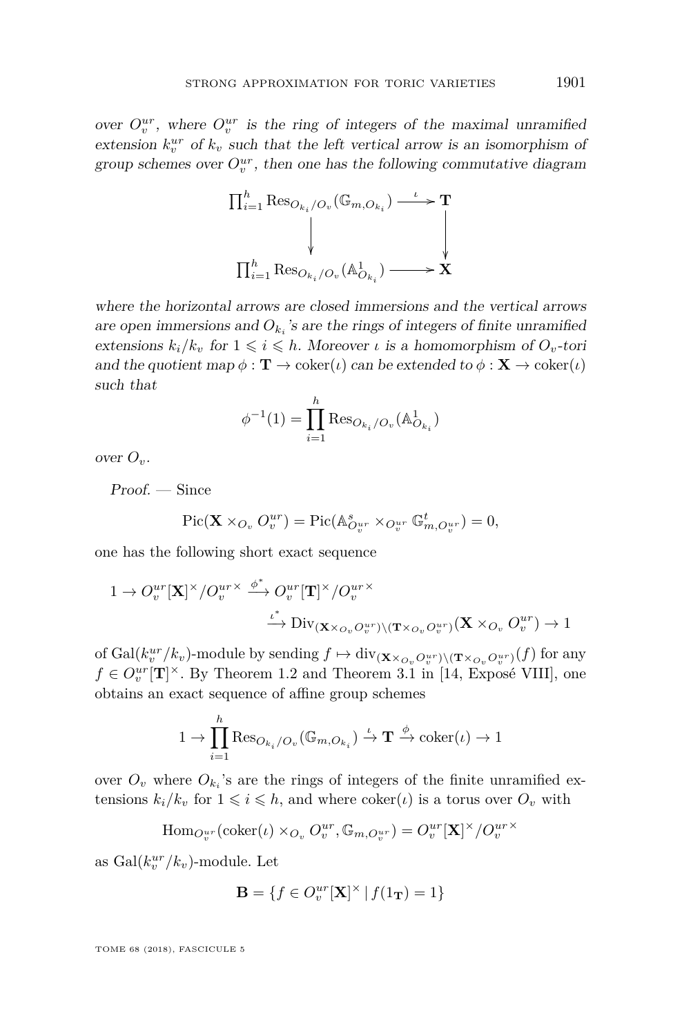over $O_v^{ur}$, where $O_v^{ur}$ is the ring of integers of the maximal unramified extension $k_v^{ur}$ of $k_v$ such that the left vertical arrow is an isomorphism of group schemes over $O_v^{ur}$, then one has the following commutative diagram

$$\begin{array}{ccc} \prod_{i=1}^h \mathrm{Res}_{O_{k_i}/O_v}(\mathbb{G}_{m,O_{k_i}}) & \xrightarrow{\iota} & \mathbf{T} \\ \downarrow & & \downarrow \\ \prod_{i=1}^h \mathrm{Res}_{O_{k_i}/O_v}(\mathbb{A}^1_{O_{k_i}}) & \longrightarrow & \mathbf{X} \end{array}$$

*where the horizontal arrows are closed immersions and the vertical arrows are open immersions and $O_{k_i}$'s are the rings of integers of finite unramified extensions $k_i/k_v$ for $1 \leqslant i \leqslant h$. Moreover $\iota$ is a homomorphism of $O_v$-tori and the quotient map $\phi : \mathbf{T} \to \mathrm{coker}(\iota)$ can be extended to $\phi : \mathbf{X} \to \mathrm{coker}(\iota)$ such that*

$$\phi^{-1}(1) = \prod_{i=1}^h \mathrm{Res}_{O_{k_i}/O_v}(\mathbb{A}^1_{O_{k_i}})$$

*over $O_v$.*

*Proof.* — Since

$$\mathrm{Pic}(\mathbf{X} \times_{O_v} O_v^{ur}) = \mathrm{Pic}(\mathbb{A}^s_{O_v^{ur}} \times_{O_v^{ur}} \mathbb{G}^t_{m,O_v^{ur}}) = 0,$$

one has the following short exact sequence

$$1 \to O_v^{ur}[\mathbf{X}]^\times / O_v^{ur\times} \xrightarrow{\phi^*} O_v^{ur}[\mathbf{T}]^\times / O_v^{ur\times} \xrightarrow{\iota^*} \mathrm{Div}_{(\mathbf{X}\times_{O_v} O_v^{ur})\setminus(\mathbf{T}\times_{O_v} O_v^{ur})}(\mathbf{X} \times_{O_v} O_v^{ur}) \to 1$$

of $\mathrm{Gal}(k_v^{ur}/k_v)$-module by sending $f \mapsto \mathrm{div}_{(\mathbf{X}\times_{O_v} O_v^{ur})\setminus(\mathbf{T}\times_{O_v} O_v^{ur})}(f)$ for any $f \in O_v^{ur}[\mathbf{T}]^\times$. By Theorem 1.2 and Theorem 3.1 in [14, Exposé VIII], one obtains an exact sequence of affine group schemes

$$1 \to \prod_{i=1}^h \mathrm{Res}_{O_{k_i}/O_v}(\mathbb{G}_{m,O_{k_i}}) \xrightarrow{\iota} \mathbf{T} \xrightarrow{\phi} \mathrm{coker}(\iota) \to 1$$

over $O_v$ where $O_{k_i}$'s are the rings of integers of the finite unramified extensions $k_i/k_v$ for $1 \leqslant i \leqslant h$, and where $\mathrm{coker}(\iota)$ is a torus over $O_v$ with

$$\mathrm{Hom}_{O_v^{ur}}(\mathrm{coker}(\iota) \times_{O_v} O_v^{ur}, \mathbb{G}_{m,O_v^{ur}}) = O_v^{ur}[\mathbf{X}]^\times / O_v^{ur\times}$$

as $\mathrm{Gal}(k_v^{ur}/k_v)$-module. Let

$$\mathbf{B} = \{f \in O_v^{ur}[\mathbf{X}]^\times \mid f(1_\mathbf{T}) = 1\}$$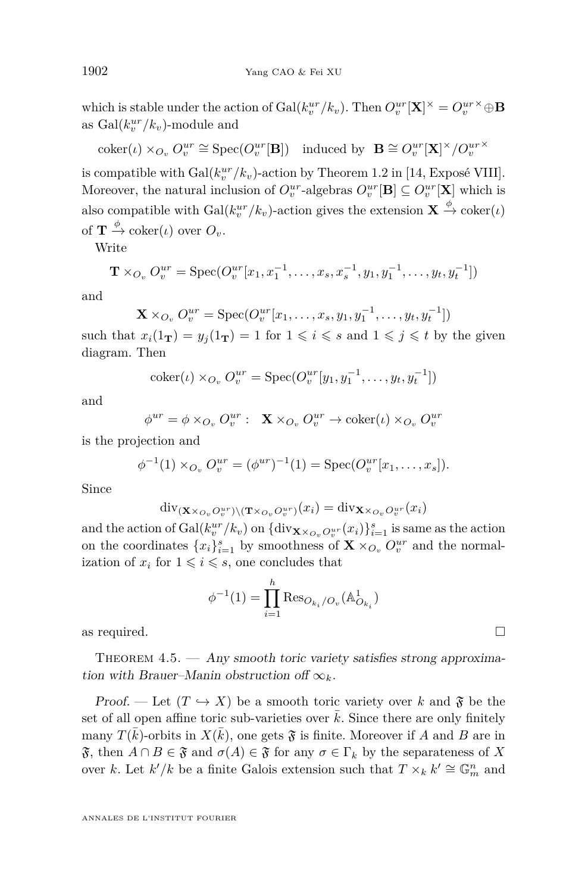which is stable under the action of $\mathrm{Gal}(k_v^{ur}/k_v)$. Then $O_v^{ur}[\mathbf{X}]^\times = O_v^{ur\times} \oplus \mathbf{B}$ as $\mathrm{Gal}(k_v^{ur}/k_v)$-module and

$$\mathrm{coker}(\iota) \times_{O_v} O_v^{ur} \cong \mathrm{Spec}(O_v^{ur}[\mathbf{B}]) \quad \text{induced by} \quad \mathbf{B} \cong O_v^{ur}[\mathbf{X}]^\times / O_v^{ur\times}$$

is compatible with $\mathrm{Gal}(k_v^{ur}/k_v)$-action by Theorem 1.2 in [14, Exposé VIII]. Moreover, the natural inclusion of $O_v^{ur}$-algebras $O_v^{ur}[\mathbf{B}] \subseteq O_v^{ur}[\mathbf{X}]$ which is also compatible with $\mathrm{Gal}(k_v^{ur}/k_v)$-action gives the extension $\mathbf{X} \xrightarrow{\phi} \mathrm{coker}(\iota)$ of $\mathbf{T} \xrightarrow{\phi} \mathrm{coker}(\iota)$ over $O_v$.

Write

$$\mathbf{T} \times_{O_v} O_v^{ur} = \mathrm{Spec}(O_v^{ur}[x_1, x_1^{-1}, \dots, x_s, x_s^{-1}, y_1, y_1^{-1}, \dots, y_t, y_t^{-1}])$$

and

$$\mathbf{X} \times_{O_v} O_v^{ur} = \mathrm{Spec}(O_v^{ur}[x_1, \dots, x_s, y_1, y_1^{-1}, \dots, y_t, y_t^{-1}])$$

such that $x_i(1_\mathbf{T}) = y_j(1_\mathbf{T}) = 1$ for $1 \leqslant i \leqslant s$ and $1 \leqslant j \leqslant t$ by the given diagram. Then

$$\mathrm{coker}(\iota) \times_{O_v} O_v^{ur} = \mathrm{Spec}(O_v^{ur}[y_1, y_1^{-1}, \dots, y_t, y_t^{-1}])$$

and

$$\phi^{ur} = \phi \times_{O_v} O_v^{ur} : \quad \mathbf{X} \times_{O_v} O_v^{ur} \to \mathrm{coker}(\iota) \times_{O_v} O_v^{ur}$$

is the projection and

$$\phi^{-1}(1) \times_{O_v} O_v^{ur} = (\phi^{ur})^{-1}(1) = \mathrm{Spec}(O_v^{ur}[x_1, \dots, x_s]).$$

Since

$$\mathrm{div}_{(\mathbf{X} \times_{O_v} O_v^{ur}) \setminus (\mathbf{T} \times_{O_v} O_v^{ur})}(x_i) = \mathrm{div}_{\mathbf{X} \times_{O_v} O_v^{ur}}(x_i)$$

and the action of $\mathrm{Gal}(k_v^{ur}/k_v)$ on $\{\mathrm{div}_{\mathbf{X} \times_{O_v} O_v^{ur}}(x_i)\}_{i=1}^s$ is same as the action on the coordinates $\{x_i\}_{i=1}^s$ by smoothness of $\mathbf{X} \times_{O_v} O_v^{ur}$ and the normalization of $x_i$ for $1 \leqslant i \leqslant s$, one concludes that

$$\phi^{-1}(1) = \prod_{i=1}^h \mathrm{Res}_{O_{k_i}/O_v}(\mathbb{A}^1_{O_{k_i}})$$

as required. $\square$

**Theorem 4.5.** — *Any smooth toric variety satisfies strong approximation with Brauer–Manin obstruction off $\infty_k$.*

*Proof.* — Let $(T \hookrightarrow X)$ be a smooth toric variety over $k$ and $\mathfrak{F}$ be the set of all open affine toric sub-varieties over $\bar{k}$. Since there are only finitely many $T(\bar{k})$-orbits in $X(\bar{k})$, one gets $\mathfrak{F}$ is finite. Moreover if $A$ and $B$ are in $\mathfrak{F}$, then $A \cap B \in \mathfrak{F}$ and $\sigma(A) \in \mathfrak{F}$ for any $\sigma \in \Gamma_k$ by the separateness of $X$ over $k$. Let $k'/k$ be a finite Galois extension such that $T \times_k k' \cong \mathbb{G}_m^n$ and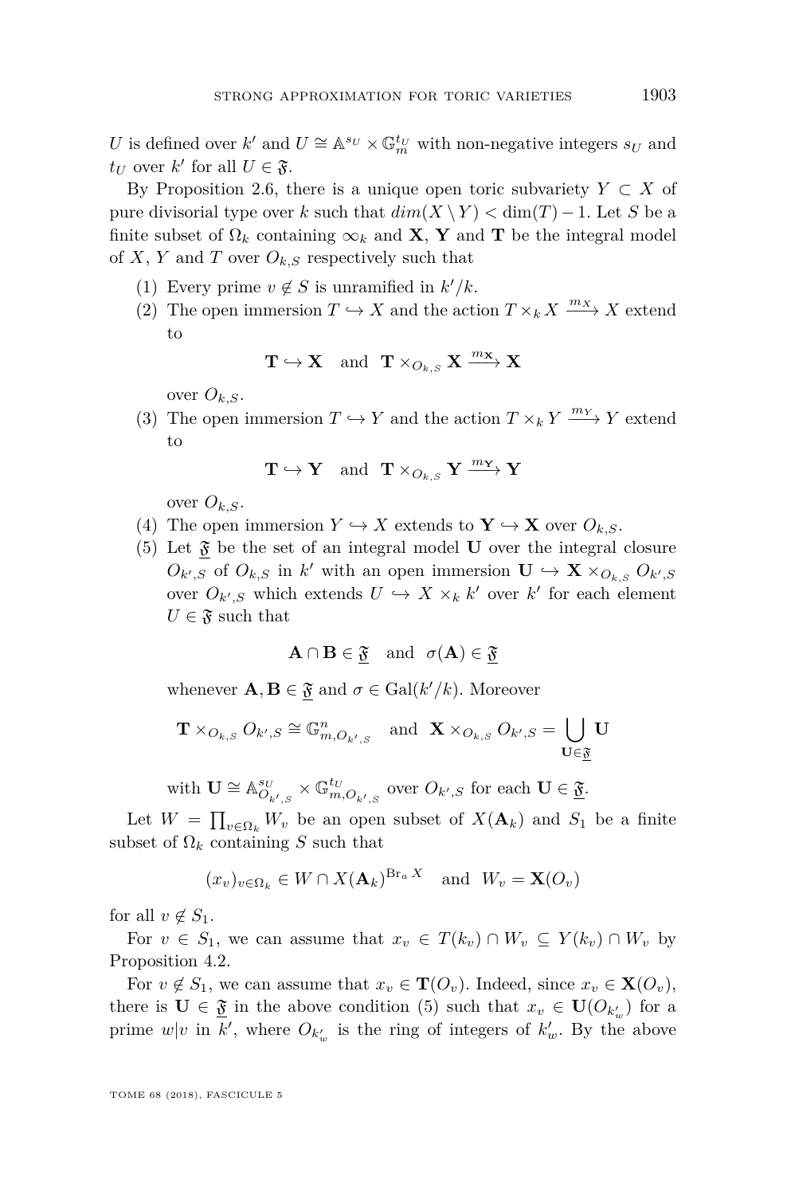$U$ is defined over $k'$ and $U \cong \mathbb{A}^{s_U} \times \mathbb{G}_m^{t_U}$ with non-negative integers $s_U$ and $t_U$ over $k'$ for all $U \in \mathfrak{F}$.

By Proposition 2.6, there is a unique open toric subvariety $Y \subset X$ of pure divisorial type over $k$ such that $dim(X \setminus Y) < \dim(T) - 1$. Let $S$ be a finite subset of $\Omega_k$ containing $\infty_k$ and $\mathbf{X}$, $\mathbf{Y}$ and $\mathbf{T}$ be the integral model of $X$, $Y$ and $T$ over $O_{k,S}$ respectively such that

1. Every prime $v \notin S$ is unramified in $k'/k$.
2. The open immersion $T \hookrightarrow X$ and the action $T \times_k X \xrightarrow{m_X} X$ extend to
$$\mathbf{T} \hookrightarrow \mathbf{X} \quad \text{and} \quad \mathbf{T} \times_{O_{k,S}} \mathbf{X} \xrightarrow{m_{\mathbf{X}}} \mathbf{X}$$
over $O_{k,S}$.
3. The open immersion $T \hookrightarrow Y$ and the action $T \times_k Y \xrightarrow{m_Y} Y$ extend to
$$\mathbf{T} \hookrightarrow \mathbf{Y} \quad \text{and} \quad \mathbf{T} \times_{O_{k,S}} \mathbf{Y} \xrightarrow{m_{\mathbf{Y}}} \mathbf{Y}$$
over $O_{k,S}$.
4. The open immersion $Y \hookrightarrow X$ extends to $\mathbf{Y} \hookrightarrow \mathbf{X}$ over $O_{k,S}$.
5. Let $\underline{\mathfrak{F}}$ be the set of an integral model $\mathbf{U}$ over the integral closure $O_{k',S}$ of $O_{k,S}$ in $k'$ with an open immersion $\mathbf{U} \hookrightarrow \mathbf{X} \times_{O_{k,S}} O_{k',S}$ over $O_{k',S}$ which extends $U \hookrightarrow X \times_k k'$ over $k'$ for each element $U \in \mathfrak{F}$ such that
$$\mathbf{A} \cap \mathbf{B} \in \underline{\mathfrak{F}} \quad \text{and} \quad \sigma(\mathbf{A}) \in \underline{\mathfrak{F}}$$
whenever $\mathbf{A}, \mathbf{B} \in \underline{\mathfrak{F}}$ and $\sigma \in \mathrm{Gal}(k'/k)$. Moreover
$$\mathbf{T} \times_{O_{k,S}} O_{k',S} \cong \mathbb{G}^n_{m,O_{k',S}} \quad \text{and} \quad \mathbf{X} \times_{O_{k,S}} O_{k',S} = \bigcup_{\mathbf{U} \in \underline{\mathfrak{F}}} \mathbf{U}$$
with $\mathbf{U} \cong \mathbb{A}^{s_U}_{O_{k',S}} \times \mathbb{G}^{t_U}_{m,O_{k',S}}$ over $O_{k',S}$ for each $\mathbf{U} \in \underline{\mathfrak{F}}$.

Let $W = \prod_{v \in \Omega_k} W_v$ be an open subset of $X(\mathbf{A}_k)$ and $S_1$ be a finite subset of $\Omega_k$ containing $S$ such that
$$(x_v)_{v \in \Omega_k} \in W \cap X(\mathbf{A}_k)^{\mathrm{Br}_a X} \quad \text{and} \quad W_v = \mathbf{X}(O_v)$$
for all $v \notin S_1$.

For $v \in S_1$, we can assume that $x_v \in T(k_v) \cap W_v \subseteq Y(k_v) \cap W_v$ by Proposition 4.2.

For $v \notin S_1$, we can assume that $x_v \in \mathbf{T}(O_v)$. Indeed, since $x_v \in \mathbf{X}(O_v)$, there is $\mathbf{U} \in \underline{\mathfrak{F}}$ in the above condition (5) such that $x_v \in \mathbf{U}(O_{k'_w})$ for a prime $w|v$ in $k'$, where $O_{k'_w}$ is the ring of integers of $k'_w$. By the above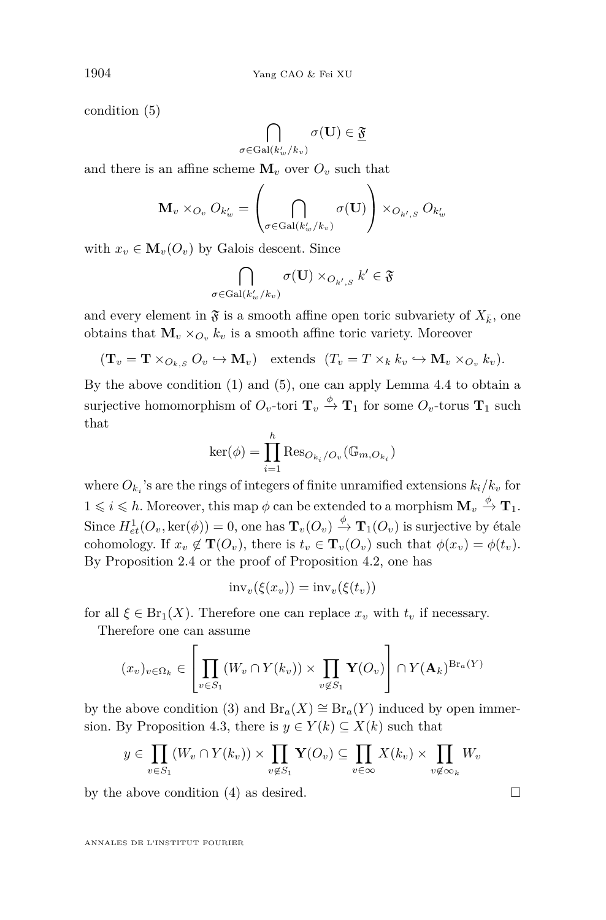condition (5)

$$\bigcap_{\sigma\in \mathrm{Gal}(k'_w/k_v)} \sigma(\mathbf{U}) \in \underline{\mathfrak{F}}$$

and there is an affine scheme $\mathbf{M}_v$ over $O_v$ such that

$$\mathbf{M}_v \times_{O_v} O_{k'_w} = \left(\bigcap_{\sigma\in \mathrm{Gal}(k'_w/k_v)} \sigma(\mathbf{U})\right) \times_{O_{k',S}} O_{k'_w}$$

with $x_v \in \mathbf{M}_v(O_v)$ by Galois descent. Since

$$\bigcap_{\sigma\in \mathrm{Gal}(k'_w/k_v)} \sigma(\mathbf{U}) \times_{O_{k',S}} k' \in \mathfrak{F}$$

and every element in $\mathfrak{F}$ is a smooth affine open toric subvariety of $X_{\bar{k}}$, one obtains that $\mathbf{M}_v \times_{O_v} k_v$ is a smooth affine toric variety. Moreover

$$(\mathbf{T}_v = \mathbf{T} \times_{O_{k,S}} O_v \hookrightarrow \mathbf{M}_v) \quad \text{extends} \quad (T_v = T \times_k k_v \hookrightarrow \mathbf{M}_v \times_{O_v} k_v).$$

By the above condition (1) and (5), one can apply Lemma 4.4 to obtain a surjective homomorphism of $O_v$-tori $\mathbf{T}_v \xrightarrow{\phi} \mathbf{T}_1$ for some $O_v$-torus $\mathbf{T}_1$ such that

$$\ker(\phi) = \prod_{i=1}^{h} \mathrm{Res}_{O_{k_i}/O_v}(\mathbb{G}_{m,O_{k_i}})$$

where $O_{k_i}$'s are the rings of integers of finite unramified extensions $k_i/k_v$ for $1 \leqslant i \leqslant h$. Moreover, this map $\phi$ can be extended to a morphism $\mathbf{M}_v \xrightarrow{\phi} \mathbf{T}_1$. Since $H^1_{et}(O_v, \ker(\phi)) = 0$, one has $\mathbf{T}_v(O_v) \xrightarrow{\phi} \mathbf{T}_1(O_v)$ is surjective by étale cohomology. If $x_v \notin \mathbf{T}(O_v)$, there is $t_v \in \mathbf{T}_v(O_v)$ such that $\phi(x_v) = \phi(t_v)$. By Proposition 2.4 or the proof of Proposition 4.2, one has

$$\mathrm{inv}_v(\xi(x_v)) = \mathrm{inv}_v(\xi(t_v))$$

for all $\xi \in \mathrm{Br}_1(X)$. Therefore one can replace $x_v$ with $t_v$ if necessary.

Therefore one can assume

$$(x_v)_{v\in\Omega_k} \in \left[\prod_{v\in S_1} (W_v \cap Y(k_v)) \times \prod_{v\notin S_1} \mathbf{Y}(O_v)\right] \cap Y(\mathbf{A}_k)^{\mathrm{Br}_a(Y)}$$

by the above condition (3) and $\mathrm{Br}_a(X) \cong \mathrm{Br}_a(Y)$ induced by open immersion. By Proposition 4.3, there is $y \in Y(k) \subseteq X(k)$ such that

$$y \in \prod_{v\in S_1} (W_v \cap Y(k_v)) \times \prod_{v\notin S_1} \mathbf{Y}(O_v) \subseteq \prod_{v\in\infty} X(k_v) \times \prod_{v\notin\infty_k} W_v$$

by the above condition (4) as desired. $\square$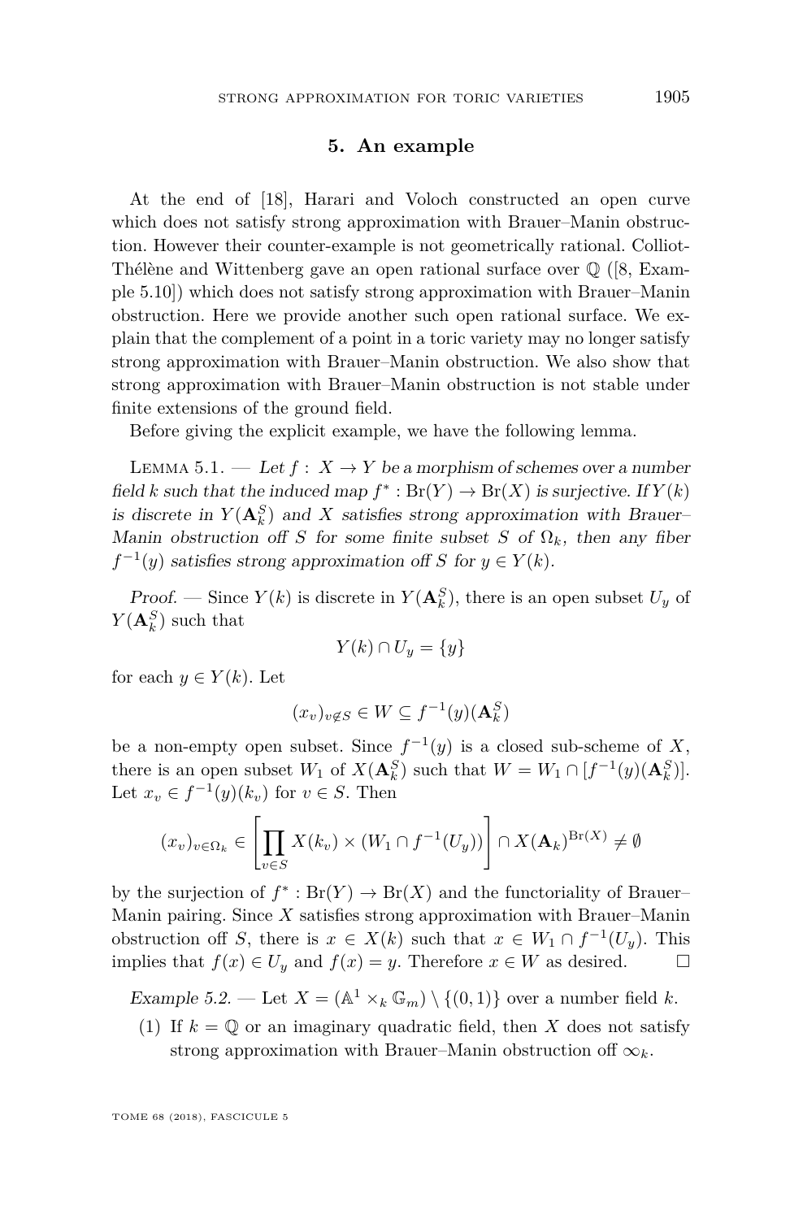## 5. An example

At the end of [18], Harari and Voloch constructed an open curve which does not satisfy strong approximation with Brauer–Manin obstruction. However their counter-example is not geometrically rational. Colliot-Thélène and Wittenberg gave an open rational surface over $\mathbb{Q}$ ([8, Example 5.10]) which does not satisfy strong approximation with Brauer–Manin obstruction. Here we provide another such open rational surface. We explain that the complement of a point in a toric variety may no longer satisfy strong approximation with Brauer–Manin obstruction. We also show that strong approximation with Brauer–Manin obstruction is not stable under finite extensions of the ground field.

Before giving the explicit example, we have the following lemma.

Lemma 5.1. — *Let $f: X \to Y$ be a morphism of schemes over a number field $k$ such that the induced map $f^*: \mathrm{Br}(Y) \to \mathrm{Br}(X)$ is surjective. If $Y(k)$ is discrete in $Y(\mathbf{A}_k^S)$ and $X$ satisfies strong approximation with Brauer–Manin obstruction off $S$ for some finite subset $S$ of $\Omega_k$, then any fiber $f^{-1}(y)$ satisfies strong approximation off $S$ for $y \in Y(k)$.*

*Proof.* — Since $Y(k)$ is discrete in $Y(\mathbf{A}_k^S)$, there is an open subset $U_y$ of $Y(\mathbf{A}_k^S)$ such that

$$Y(k) \cap U_y = \{y\}$$

for each $y \in Y(k)$. Let

$$(x_v)_{v \notin S} \in W \subseteq f^{-1}(y)(\mathbf{A}_k^S)$$

be a non-empty open subset. Since $f^{-1}(y)$ is a closed sub-scheme of $X$, there is an open subset $W_1$ of $X(\mathbf{A}_k^S)$ such that $W = W_1 \cap [f^{-1}(y)(\mathbf{A}_k^S)]$. Let $x_v \in f^{-1}(y)(k_v)$ for $v \in S$. Then

$$(x_v)_{v \in \Omega_k} \in \left[\prod_{v \in S} X(k_v) \times (W_1 \cap f^{-1}(U_y))\right] \cap X(\mathbf{A}_k)^{\mathrm{Br}(X)} \neq \emptyset$$

by the surjection of $f^*: \mathrm{Br}(Y) \to \mathrm{Br}(X)$ and the functoriality of Brauer–Manin pairing. Since $X$ satisfies strong approximation with Brauer–Manin obstruction off $S$, there is $x \in X(k)$ such that $x \in W_1 \cap f^{-1}(U_y)$. This implies that $f(x) \in U_y$ and $f(x) = y$. Therefore $x \in W$ as desired. □

*Example 5.2.* — Let $X = (\mathbb{A}^1 \times_k \mathbb{G}_m) \setminus \{(0,1)\}$ over a number field $k$.

(1) If $k = \mathbb{Q}$ or an imaginary quadratic field, then $X$ does not satisfy strong approximation with Brauer–Manin obstruction off $\infty_k$.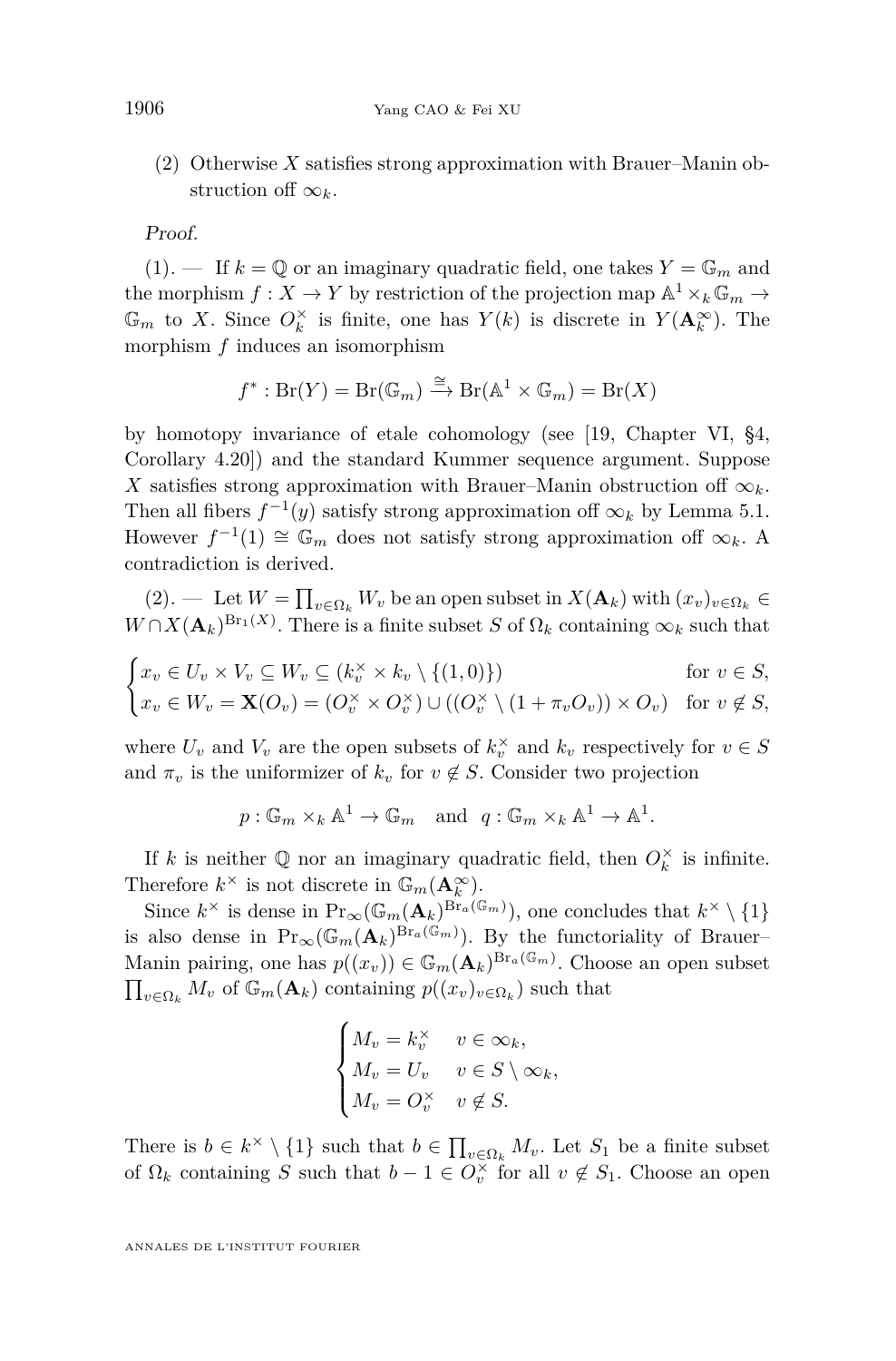(2) Otherwise $X$ satisfies strong approximation with Brauer–Manin obstruction off $\infty_k$.

*Proof.*

(1). — If $k = \mathbb{Q}$ or an imaginary quadratic field, one takes $Y = \mathbb{G}_m$ and the morphism $f : X \to Y$ by restriction of the projection map $\mathbb{A}^1 \times_k \mathbb{G}_m \to \mathbb{G}_m$ to $X$. Since $O_k^\times$ is finite, one has $Y(k)$ is discrete in $Y(\mathbf{A}_k^\infty)$. The morphism $f$ induces an isomorphism

$$f^* : \mathrm{Br}(Y) = \mathrm{Br}(\mathbb{G}_m) \xrightarrow{\cong} \mathrm{Br}(\mathbb{A}^1 \times \mathbb{G}_m) = \mathrm{Br}(X)$$

by homotopy invariance of etale cohomology (see [19, Chapter VI, §4, Corollary 4.20]) and the standard Kummer sequence argument. Suppose $X$ satisfies strong approximation with Brauer–Manin obstruction off $\infty_k$. Then all fibers $f^{-1}(y)$ satisfy strong approximation off $\infty_k$ by Lemma 5.1. However $f^{-1}(1) \cong \mathbb{G}_m$ does not satisfy strong approximation off $\infty_k$. A contradiction is derived.

(2). — Let $W = \prod_{v\in\Omega_k} W_v$ be an open subset in $X(\mathbf{A}_k)$ with $(x_v)_{v\in\Omega_k} \in W \cap X(\mathbf{A}_k)^{\mathrm{Br}_1(X)}$. There is a finite subset $S$ of $\Omega_k$ containing $\infty_k$ such that

$$\begin{cases} x_v \in U_v \times V_v \subseteq W_v \subseteq (k_v^\times \times k_v \setminus \{(1,0)\}) & \text{for } v \in S, \\ x_v \in W_v = \mathbf{X}(O_v) = (O_v^\times \times O_v^\times) \cup ((O_v^\times \setminus (1 + \pi_v O_v)) \times O_v) & \text{for } v \notin S, \end{cases}$$

where $U_v$ and $V_v$ are the open subsets of $k_v^\times$ and $k_v$ respectively for $v \in S$ and $\pi_v$ is the uniformizer of $k_v$ for $v \notin S$. Consider two projection

$$p : \mathbb{G}_m \times_k \mathbb{A}^1 \to \mathbb{G}_m \quad \text{and} \quad q : \mathbb{G}_m \times_k \mathbb{A}^1 \to \mathbb{A}^1.$$

If $k$ is neither $\mathbb{Q}$ nor an imaginary quadratic field, then $O_k^\times$ is infinite. Therefore $k^\times$ is not discrete in $\mathbb{G}_m(\mathbf{A}_k^\infty)$.

Since $k^\times$ is dense in $\mathrm{Pr}_\infty(\mathbb{G}_m(\mathbf{A}_k)^{\mathrm{Br}_a(\mathbb{G}_m)})$, one concludes that $k^\times \setminus \{1\}$ is also dense in $\mathrm{Pr}_\infty(\mathbb{G}_m(\mathbf{A}_k)^{\mathrm{Br}_a(\mathbb{G}_m)})$. By the functoriality of Brauer–Manin pairing, one has $p((x_v)) \in \mathbb{G}_m(\mathbf{A}_k)^{\mathrm{Br}_a(\mathbb{G}_m)}$. Choose an open subset $\prod_{v\in\Omega_k} M_v$ of $\mathbb{G}_m(\mathbf{A}_k)$ containing $p((x_v)_{v\in\Omega_k})$ such that

$$\begin{cases} M_v = k_v^\times & v \in \infty_k, \\ M_v = U_v & v \in S \setminus \infty_k, \\ M_v = O_v^\times & v \notin S. \end{cases}$$

There is $b \in k^\times \setminus \{1\}$ such that $b \in \prod_{v\in\Omega_k} M_v$. Let $S_1$ be a finite subset of $\Omega_k$ containing $S$ such that $b - 1 \in O_v^\times$ for all $v \notin S_1$. Choose an open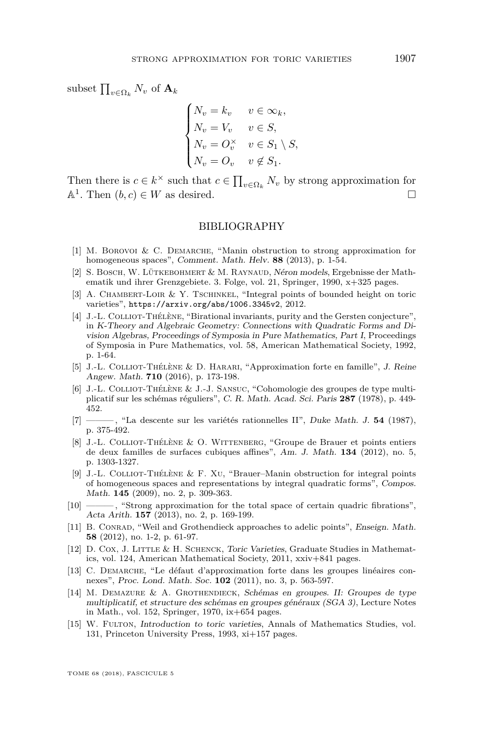subset $\prod_{v\in\Omega_k} N_v$ of $\mathbf{A}_k$

$$\begin{cases} N_v = k_v & v \in \infty_k, \\ N_v = V_v & v \in S, \\ N_v = O_v^\times & v \in S_1 \setminus S, \\ N_v = O_v & v \notin S_1. \end{cases}$$

Then there is $c \in k^\times$ such that $c \in \prod_{v\in\Omega_k} N_v$ by strong approximation for $\mathbb{A}^1$. Then $(b, c) \in W$ as desired. □

## BIBLIOGRAPHY

[1] M. Borovoi & C. Demarche, "Manin obstruction to strong approximation for homogeneous spaces", *Comment. Math. Helv.* **88** (2013), p. 1-54.

[2] S. Bosch, W. Lütkebohmert & M. Raynaud, *Néron models*, Ergebnisse der Mathematik und ihrer Grenzgebiete. 3. Folge, vol. 21, Springer, 1990, x+325 pages.

[3] A. Chambert-Loir & Y. Tschinkel, "Integral points of bounded height on toric varieties", https://arxiv.org/abs/1006.3345v2, 2012.

[4] J.-L. Colliot-Thélène, "Birational invariants, purity and the Gersten conjecture", in *K-Theory and Algebraic Geometry: Connections with Quadratic Forms and Division Algebras, Proceedings of Symposia in Pure Mathematics, Part I*, Proceedings of Symposia in Pure Mathematics, vol. 58, American Mathematical Society, 1992, p. 1-64.

[5] J.-L. Colliot-Thélène & D. Harari, "Approximation forte en famille", *J. Reine Angew. Math.* **710** (2016), p. 173-198.

[6] J.-L. Colliot-Thélène & J.-J. Sansuc, "Cohomologie des groupes de type multiplicatif sur les schémas réguliers", *C. R. Math. Acad. Sci. Paris* **287** (1978), p. 449-452.

[7] ———, "La descente sur les variétés rationnelles II", *Duke Math. J.* **54** (1987), p. 375-492.

[8] J.-L. Colliot-Thélène & O. Wittenberg, "Groupe de Brauer et points entiers de deux familles de surfaces cubiques affines", *Am. J. Math.* **134** (2012), no. 5, p. 1303-1327.

[9] J.-L. Colliot-Thélène & F. Xu, "Brauer–Manin obstruction for integral points of homogeneous spaces and representations by integral quadratic forms", *Compos. Math.* **145** (2009), no. 2, p. 309-363.

[10] ———, "Strong approximation for the total space of certain quadric fibrations", *Acta Arith.* **157** (2013), no. 2, p. 169-199.

[11] B. Conrad, "Weil and Grothendieck approaches to adelic points", *Enseign. Math.* **58** (2012), no. 1-2, p. 61-97.

[12] D. Cox, J. Little & H. Schenck, *Toric Varieties*, Graduate Studies in Mathematics, vol. 124, American Mathematical Society, 2011, xxiv+841 pages.

[13] C. Demarche, "Le défaut d'approximation forte dans les groupes linéaires connexes", *Proc. Lond. Math. Soc.* **102** (2011), no. 3, p. 563-597.

[14] M. Demazure & A. Grothendieck, *Schémas en groupes. II: Groupes de type multiplicatif, et structure des schémas en groupes généraux (SGA 3)*, Lecture Notes in Math., vol. 152, Springer, 1970, ix+654 pages.

[15] W. Fulton, *Introduction to toric varieties*, Annals of Mathematics Studies, vol. 131, Princeton University Press, 1993, xi+157 pages.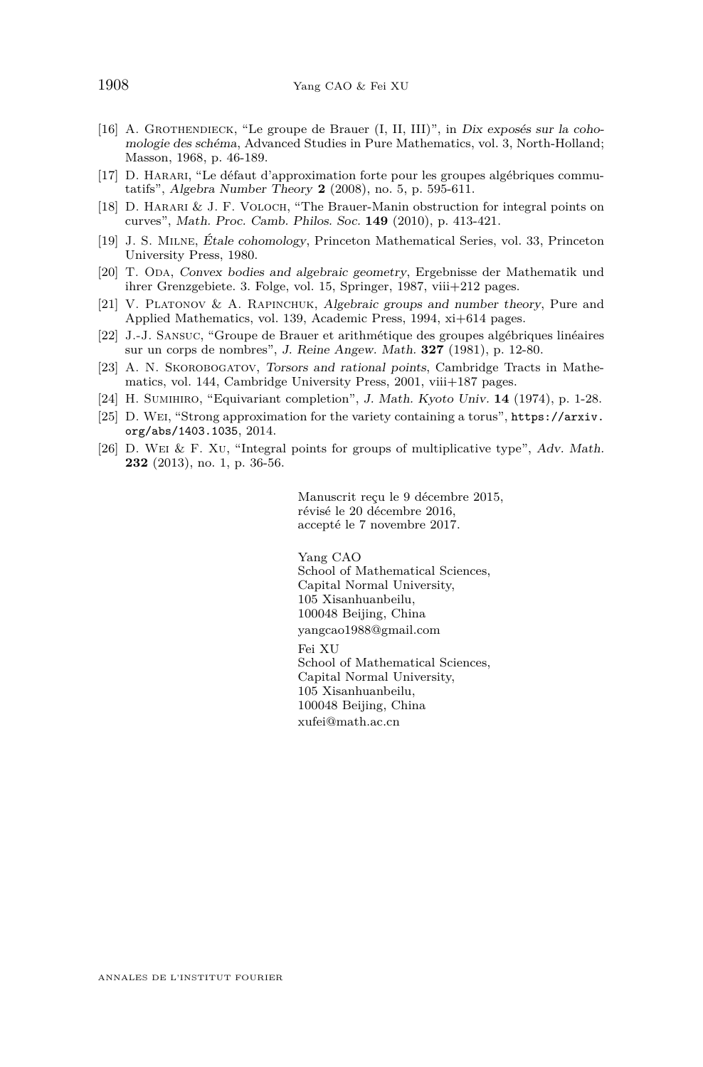[16] A. Grothendieck, "Le groupe de Brauer (I, II, III)", in *Dix exposés sur la cohomologie des schéma*, Advanced Studies in Pure Mathematics, vol. 3, North-Holland; Masson, 1968, p. 46-189.

[17] D. Harari, "Le défaut d'approximation forte pour les groupes algébriques commutatifs", *Algebra Number Theory* **2** (2008), no. 5, p. 595-611.

[18] D. Harari & J. F. Voloch, "The Brauer-Manin obstruction for integral points on curves", *Math. Proc. Camb. Philos. Soc.* **149** (2010), p. 413-421.

[19] J. S. Milne, *Étale cohomology*, Princeton Mathematical Series, vol. 33, Princeton University Press, 1980.

[20] T. Oda, *Convex bodies and algebraic geometry*, Ergebnisse der Mathematik und ihrer Grenzgebiete. 3. Folge, vol. 15, Springer, 1987, viii+212 pages.

[21] V. Platonov & A. Rapinchuk, *Algebraic groups and number theory*, Pure and Applied Mathematics, vol. 139, Academic Press, 1994, xi+614 pages.

[22] J.-J. Sansuc, "Groupe de Brauer et arithmétique des groupes algébriques linéaires sur un corps de nombres", *J. Reine Angew. Math.* **327** (1981), p. 12-80.

[23] A. N. Skorobogatov, *Torsors and rational points*, Cambridge Tracts in Mathematics, vol. 144, Cambridge University Press, 2001, viii+187 pages.

[24] H. Sumihiro, "Equivariant completion", *J. Math. Kyoto Univ.* **14** (1974), p. 1-28.

[25] D. Wei, "Strong approximation for the variety containing a torus", https://arxiv.org/abs/1403.1035, 2014.

[26] D. Wei & F. Xu, "Integral points for groups of multiplicative type", *Adv. Math.* **232** (2013), no. 1, p. 36-56.

Manuscrit reçu le 9 décembre 2015,
révisé le 20 décembre 2016,
accepté le 7 novembre 2017.

Yang CAO
School of Mathematical Sciences,
Capital Normal University,
105 Xisanhuanbeilu,
100048 Beijing, China
yangcao1988@gmail.com

Fei XU
School of Mathematical Sciences,
Capital Normal University,
105 Xisanhuanbeilu,
100048 Beijing, China
xufei@math.ac.cn